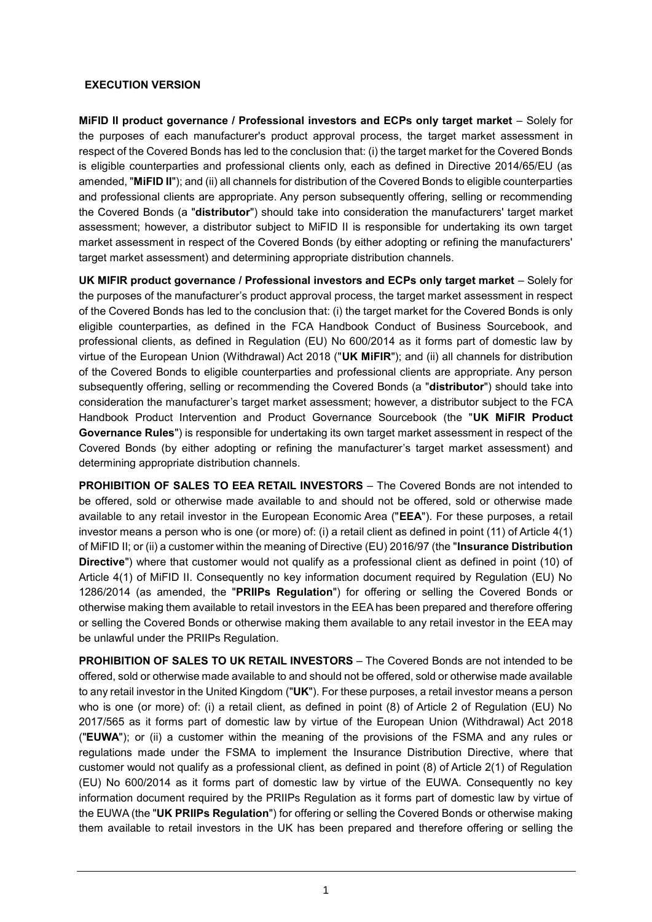**EXECUTION VERSION**

**MiFID II product governance / Professional investors and ECPs only target market** – Solely for the purposes of each manufacturer's product approval process, the target market assessment in respect of the Covered Bonds has led to the conclusion that: (i) the target market for the Covered Bonds is eligible counterparties and professional clients only, each as defined in Directive 2014/65/EU (as amended, "**MiFID II**"); and (ii) all channels for distribution of the Covered Bonds to eligible counterparties and professional clients are appropriate. Any person subsequently offering, selling or recommending the Covered Bonds (a "**distributor**") should take into consideration the manufacturers' target market assessment; however, a distributor subject to MiFID II is responsible for undertaking its own target market assessment in respect of the Covered Bonds (by either adopting or refining the manufacturers' target market assessment) and determining appropriate distribution channels.

**UK MIFIR product governance / Professional investors and ECPs only target market** – Solely for the purposes of the manufacturer's product approval process, the target market assessment in respect of the Covered Bonds has led to the conclusion that: (i) the target market for the Covered Bonds is only eligible counterparties, as defined in the FCA Handbook Conduct of Business Sourcebook, and professional clients, as defined in Regulation (EU) No 600/2014 as it forms part of domestic law by virtue of the European Union (Withdrawal) Act 2018 ("**UK MiFIR**"); and (ii) all channels for distribution of the Covered Bonds to eligible counterparties and professional clients are appropriate. Any person subsequently offering, selling or recommending the Covered Bonds (a "**distributor**") should take into consideration the manufacturer's target market assessment; however, a distributor subject to the FCA Handbook Product Intervention and Product Governance Sourcebook (the "**UK MiFIR Product Governance Rules**") is responsible for undertaking its own target market assessment in respect of the Covered Bonds (by either adopting or refining the manufacturer's target market assessment) and determining appropriate distribution channels.

**PROHIBITION OF SALES TO EEA RETAIL INVESTORS** – The Covered Bonds are not intended to be offered, sold or otherwise made available to and should not be offered, sold or otherwise made available to any retail investor in the European Economic Area ("**EEA**"). For these purposes, a retail investor means a person who is one (or more) of: (i) a retail client as defined in point (11) of Article 4(1) of MiFID II; or (ii) a customer within the meaning of Directive (EU) 2016/97 (the "**Insurance Distribution Directive**") where that customer would not qualify as a professional client as defined in point (10) of Article 4(1) of MiFID II. Consequently no key information document required by Regulation (EU) No 1286/2014 (as amended, the "**PRIIPs Regulation**") for offering or selling the Covered Bonds or otherwise making them available to retail investors in the EEA has been prepared and therefore offering or selling the Covered Bonds or otherwise making them available to any retail investor in the EEA may be unlawful under the PRIIPs Regulation.

**PROHIBITION OF SALES TO UK RETAIL INVESTORS** – The Covered Bonds are not intended to be offered, sold or otherwise made available to and should not be offered, sold or otherwise made available to any retail investor in the United Kingdom ("**UK**"). For these purposes, a retail investor means a person who is one (or more) of: (i) a retail client, as defined in point (8) of Article 2 of Regulation (EU) No 2017/565 as it forms part of domestic law by virtue of the European Union (Withdrawal) Act 2018 ("**EUWA**"); or (ii) a customer within the meaning of the provisions of the FSMA and any rules or regulations made under the FSMA to implement the Insurance Distribution Directive, where that customer would not qualify as a professional client, as defined in point (8) of Article 2(1) of Regulation (EU) No 600/2014 as it forms part of domestic law by virtue of the EUWA. Consequently no key information document required by the PRIIPs Regulation as it forms part of domestic law by virtue of the EUWA (the "**UK PRIIPs Regulation**") for offering or selling the Covered Bonds or otherwise making them available to retail investors in the UK has been prepared and therefore offering or selling the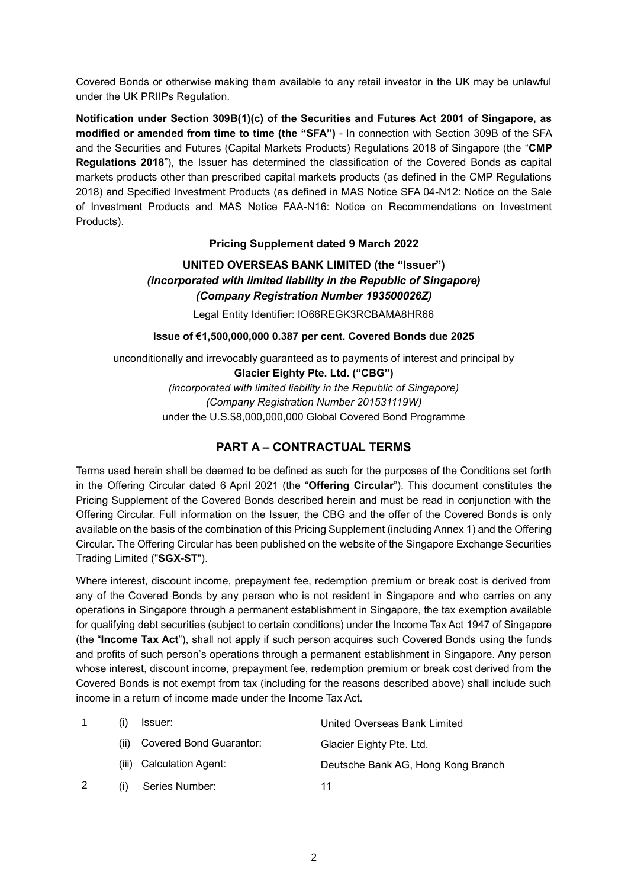Covered Bonds or otherwise making them available to any retail investor in the UK may be unlawful under the UK PRIIPs Regulation.

**Notification under Section 309B(1)(c) of the Securities and Futures Act 2001 of Singapore, as modified or amended from time to time (the "SFA")** - In connection with Section 309B of the SFA and the Securities and Futures (Capital Markets Products) Regulations 2018 of Singapore (the "**CMP Regulations 2018**"), the Issuer has determined the classification of the Covered Bonds as capital markets products other than prescribed capital markets products (as defined in the CMP Regulations 2018) and Specified Investment Products (as defined in MAS Notice SFA 04-N12: Notice on the Sale of Investment Products and MAS Notice FAA-N16: Notice on Recommendations on Investment Products).

**Pricing Supplement dated 9 March 2022**

**UNITED OVERSEAS BANK LIMITED (the "Issuer")**
***(incorporated with limited liability in the Republic of Singapore)***
***(Company Registration Number 193500026Z)***

Legal Entity Identifier: IO66REGK3RCBAMA8HR66

**Issue of €1,500,000,000 0.387 per cent. Covered Bonds due 2025**

unconditionally and irrevocably guaranteed as to payments of interest and principal by
**Glacier Eighty Pte. Ltd. ("CBG")**
*(incorporated with limited liability in the Republic of Singapore)*
*(Company Registration Number 201531119W)*
under the U.S.$8,000,000,000 Global Covered Bond Programme

## PART A – CONTRACTUAL TERMS

Terms used herein shall be deemed to be defined as such for the purposes of the Conditions set forth in the Offering Circular dated 6 April 2021 (the "**Offering Circular**"). This document constitutes the Pricing Supplement of the Covered Bonds described herein and must be read in conjunction with the Offering Circular. Full information on the Issuer, the CBG and the offer of the Covered Bonds is only available on the basis of the combination of this Pricing Supplement (including Annex 1) and the Offering Circular. The Offering Circular has been published on the website of the Singapore Exchange Securities Trading Limited ("**SGX-ST**").

Where interest, discount income, prepayment fee, redemption premium or break cost is derived from any of the Covered Bonds by any person who is not resident in Singapore and who carries on any operations in Singapore through a permanent establishment in Singapore, the tax exemption available for qualifying debt securities (subject to certain conditions) under the Income Tax Act 1947 of Singapore (the "**Income Tax Act**"), shall not apply if such person acquires such Covered Bonds using the funds and profits of such person's operations through a permanent establishment in Singapore. Any person whose interest, discount income, prepayment fee, redemption premium or break cost derived from the Covered Bonds is not exempt from tax (including for the reasons described above) shall include such income in a return of income made under the Income Tax Act.

| | | | |
|---|---|---|---|
| 1 | (i) | Issuer: | United Overseas Bank Limited |
| | (ii) | Covered Bond Guarantor: | Glacier Eighty Pte. Ltd. |
| | (iii) | Calculation Agent: | Deutsche Bank AG, Hong Kong Branch |
| 2 | (i) | Series Number: | 11 |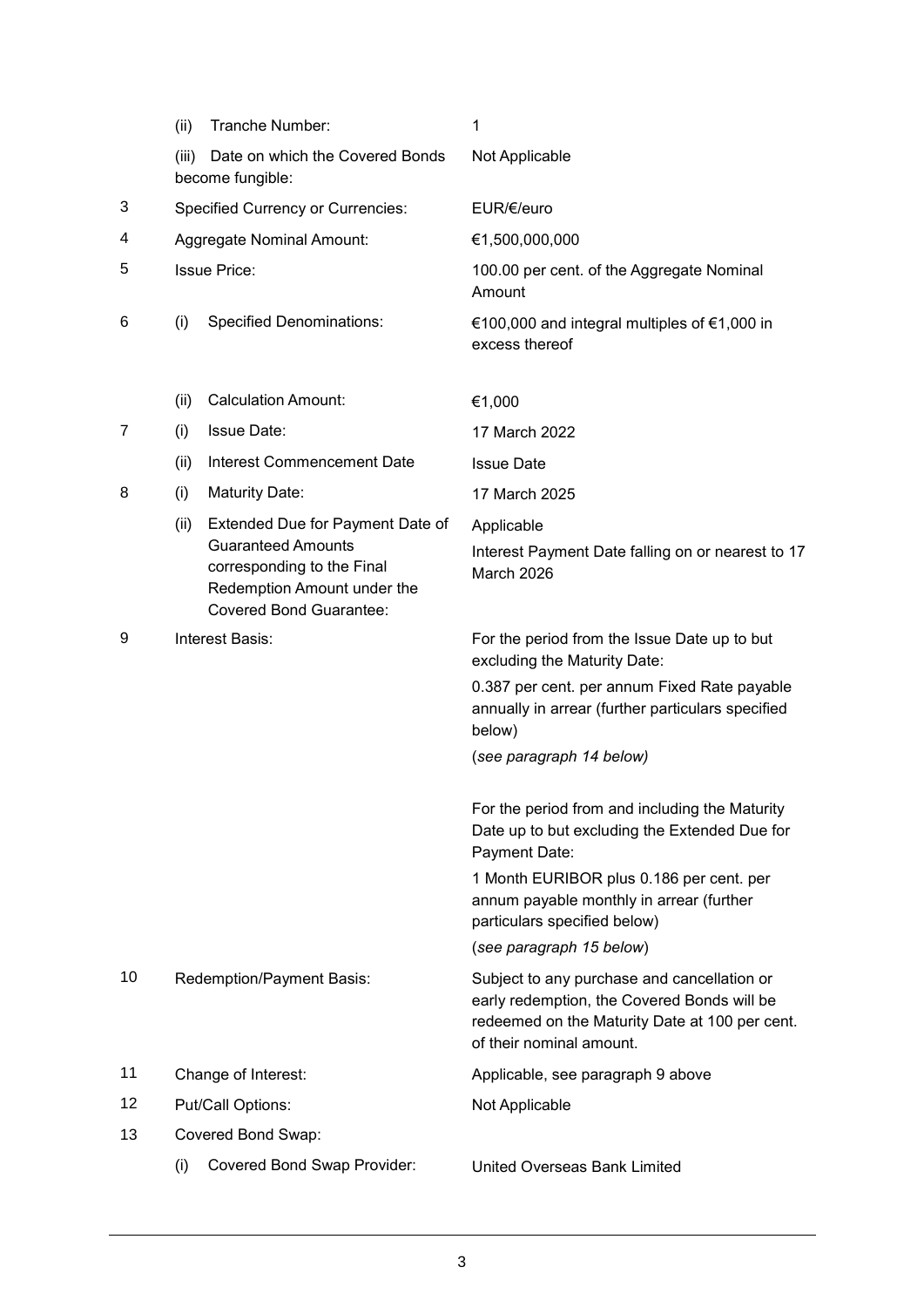| | | |
|---|---|---|
| | (ii) Tranche Number: | 1 |
| | (iii) Date on which the Covered Bonds become fungible: | Not Applicable |
| 3 | Specified Currency or Currencies: | EUR/€/euro |
| 4 | Aggregate Nominal Amount: | €1,500,000,000 |
| 5 | Issue Price: | 100.00 per cent. of the Aggregate Nominal Amount |
| 6 | (i) Specified Denominations: | €100,000 and integral multiples of €1,000 in excess thereof |
| | (ii) Calculation Amount: | €1,000 |
| 7 | (i) Issue Date: | 17 March 2022 |
| | (ii) Interest Commencement Date | Issue Date |
| 8 | (i) Maturity Date: | 17 March 2025 |
| | (ii) Extended Due for Payment Date of Guaranteed Amounts corresponding to the Final Redemption Amount under the Covered Bond Guarantee: | Applicable<br>Interest Payment Date falling on or nearest to 17 March 2026 |
| 9 | Interest Basis: | For the period from the Issue Date up to but excluding the Maturity Date:<br>0.387 per cent. per annum Fixed Rate payable annually in arrear (further particulars specified below)<br>(*see paragraph 14 below)*<br><br>For the period from and including the Maturity Date up to but excluding the Extended Due for Payment Date:<br>1 Month EURIBOR plus 0.186 per cent. per annum payable monthly in arrear (further particulars specified below)<br>(*see paragraph 15 below*) |
| 10 | Redemption/Payment Basis: | Subject to any purchase and cancellation or early redemption, the Covered Bonds will be redeemed on the Maturity Date at 100 per cent. of their nominal amount. |
| 11 | Change of Interest: | Applicable, see paragraph 9 above |
| 12 | Put/Call Options: | Not Applicable |
| 13 | Covered Bond Swap: | |
| | (i) Covered Bond Swap Provider: | United Overseas Bank Limited |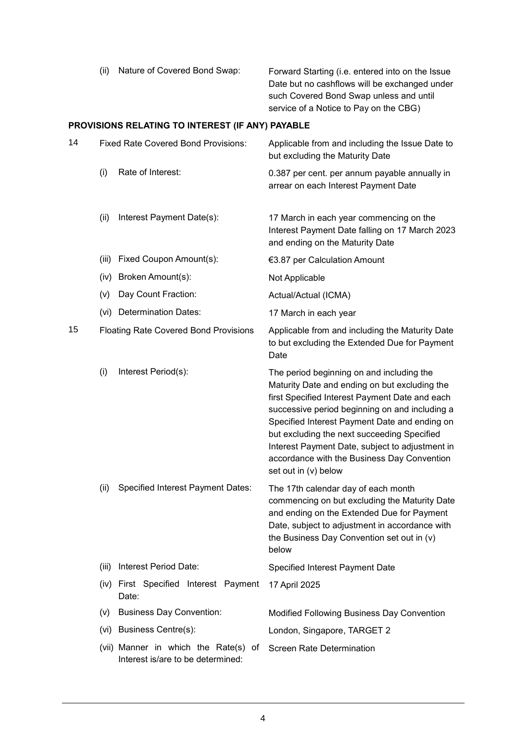| | | |
|---|---|---|
| | (ii) Nature of Covered Bond Swap: | Forward Starting (i.e. entered into on the Issue Date but no cashflows will be exchanged under such Covered Bond Swap unless and until service of a Notice to Pay on the CBG) |

**PROVISIONS RELATING TO INTEREST (IF ANY) PAYABLE**

| | | |
|---|---|---|
| 14 | Fixed Rate Covered Bond Provisions: | Applicable from and including the Issue Date to but excluding the Maturity Date |
| | (i) Rate of Interest: | 0.387 per cent. per annum payable annually in arrear on each Interest Payment Date |
| | (ii) Interest Payment Date(s): | 17 March in each year commencing on the Interest Payment Date falling on 17 March 2023 and ending on the Maturity Date |
| | (iii) Fixed Coupon Amount(s): | €3.87 per Calculation Amount |
| | (iv) Broken Amount(s): | Not Applicable |
| | (v) Day Count Fraction: | Actual/Actual (ICMA) |
| | (vi) Determination Dates: | 17 March in each year |
| 15 | Floating Rate Covered Bond Provisions | Applicable from and including the Maturity Date to but excluding the Extended Due for Payment Date |
| | (i) Interest Period(s): | The period beginning on and including the Maturity Date and ending on but excluding the first Specified Interest Payment Date and each successive period beginning on and including a Specified Interest Payment Date and ending on but excluding the next succeeding Specified Interest Payment Date, subject to adjustment in accordance with the Business Day Convention set out in (v) below |
| | (ii) Specified Interest Payment Dates: | The 17th calendar day of each month commencing on but excluding the Maturity Date and ending on the Extended Due for Payment Date, subject to adjustment in accordance with the Business Day Convention set out in (v) below |
| | (iii) Interest Period Date: | Specified Interest Payment Date |
| | (iv) First Specified Interest Payment Date: | 17 April 2025 |
| | (v) Business Day Convention: | Modified Following Business Day Convention |
| | (vi) Business Centre(s): | London, Singapore, TARGET 2 |
| | (vii) Manner in which the Rate(s) of Interest is/are to be determined: | Screen Rate Determination |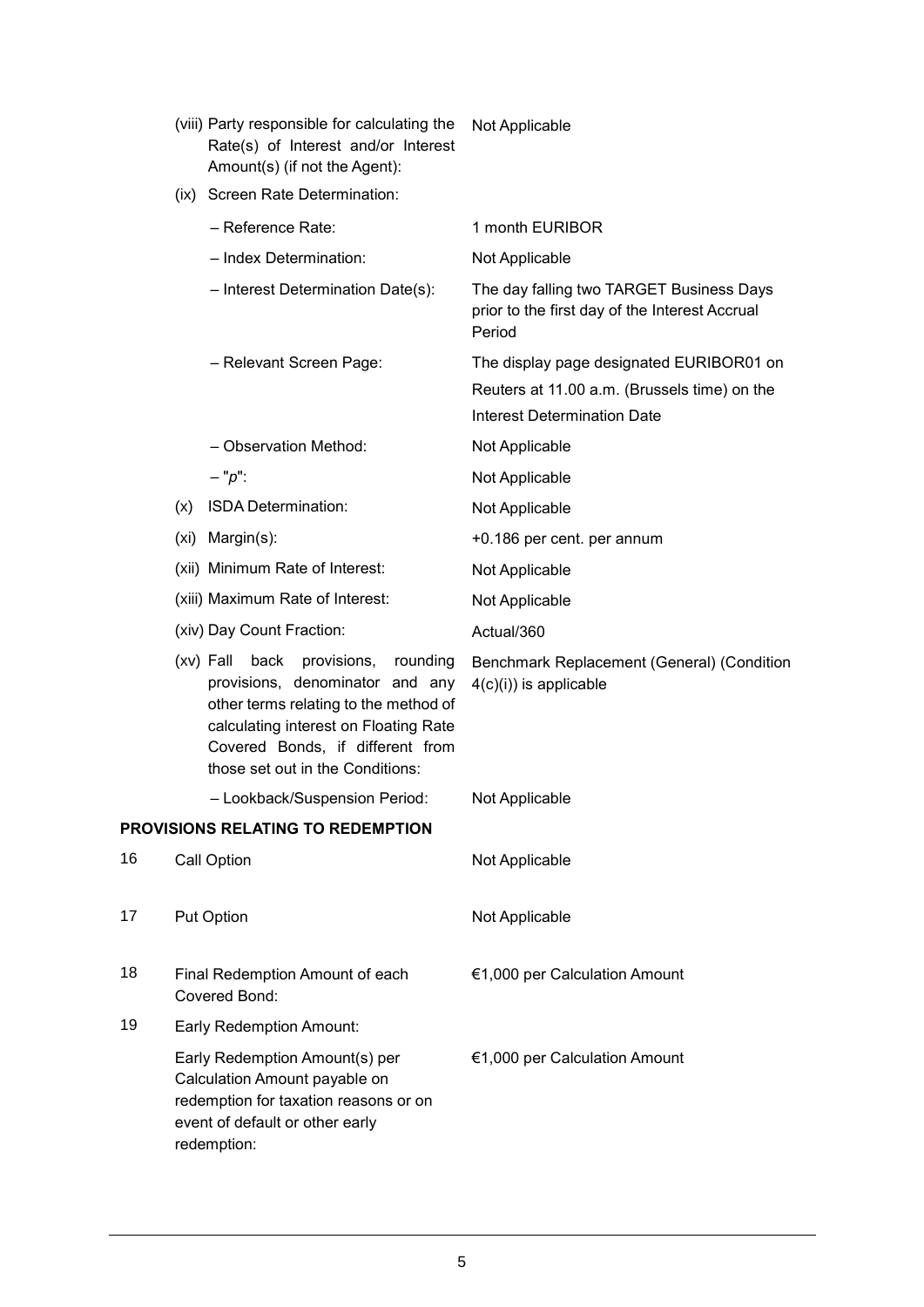| | |
|---|---|
| (viii) Party responsible for calculating the Rate(s) of Interest and/or Interest Amount(s) (if not the Agent): | Not Applicable |
| (ix) Screen Rate Determination: | |
| – Reference Rate: | 1 month EURIBOR |
| – Index Determination: | Not Applicable |
| – Interest Determination Date(s): | The day falling two TARGET Business Days prior to the first day of the Interest Accrual Period |
| – Relevant Screen Page: | The display page designated EURIBOR01 on Reuters at 11.00 a.m. (Brussels time) on the Interest Determination Date |
| – Observation Method: | Not Applicable |
| – "*p*": | Not Applicable |
| (x) ISDA Determination: | Not Applicable |
| (xi) Margin(s): | +0.186 per cent. per annum |
| (xii) Minimum Rate of Interest: | Not Applicable |
| (xiii) Maximum Rate of Interest: | Not Applicable |
| (xiv) Day Count Fraction: | Actual/360 |
| (xv) Fall back provisions, rounding provisions, denominator and any other terms relating to the method of calculating interest on Floating Rate Covered Bonds, if different from those set out in the Conditions: | Benchmark Replacement (General) (Condition 4(c)(i)) is applicable |
| – Lookback/Suspension Period: | Not Applicable |

**PROVISIONS RELATING TO REDEMPTION**

| | | |
|---|---|---|
| 16 | Call Option | Not Applicable |
| 17 | Put Option | Not Applicable |
| 18 | Final Redemption Amount of each Covered Bond: | €1,000 per Calculation Amount |
| 19 | Early Redemption Amount: | |
| | Early Redemption Amount(s) per Calculation Amount payable on redemption for taxation reasons or on event of default or other early redemption: | €1,000 per Calculation Amount |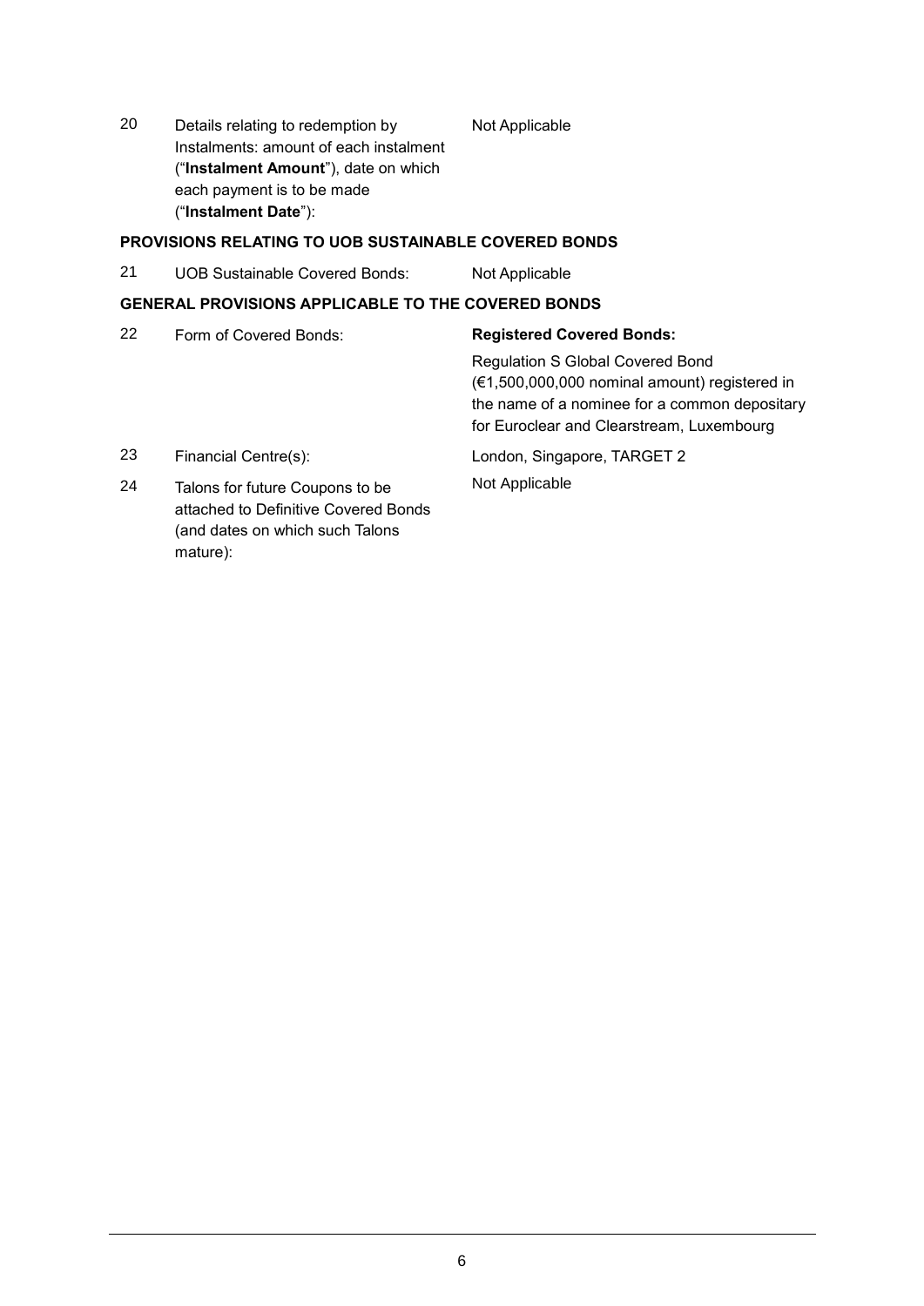| | | |
|---|---|---|
| 20 | Details relating to redemption by Instalments: amount of each instalment ("**Instalment Amount**"), date on which each payment is to be made ("**Instalment Date**"): | Not Applicable |

**PROVISIONS RELATING TO UOB SUSTAINABLE COVERED BONDS**

| | | |
|---|---|---|
| 21 | UOB Sustainable Covered Bonds: | Not Applicable |

**GENERAL PROVISIONS APPLICABLE TO THE COVERED BONDS**

| | | |
|---|---|---|
| 22 | Form of Covered Bonds: | **Registered Covered Bonds:**<br><br>Regulation S Global Covered Bond (€1,500,000,000 nominal amount) registered in the name of a nominee for a common depositary for Euroclear and Clearstream, Luxembourg |
| 23 | Financial Centre(s): | London, Singapore, TARGET 2 |
| 24 | Talons for future Coupons to be attached to Definitive Covered Bonds (and dates on which such Talons mature): | Not Applicable |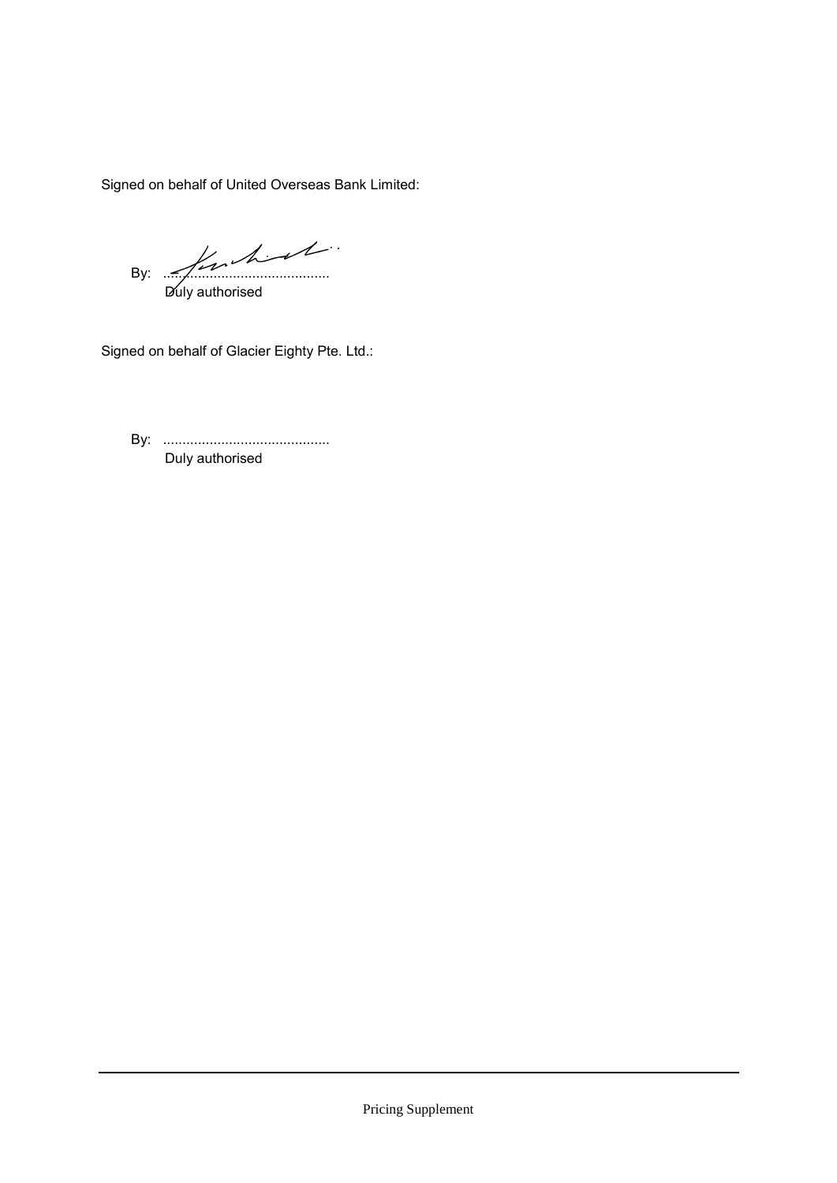Signed on behalf of United Overseas Bank Limited:

By: ...........................................
Duly authorised

Signed on behalf of Glacier Eighty Pte. Ltd.:

By: ...........................................
Duly authorised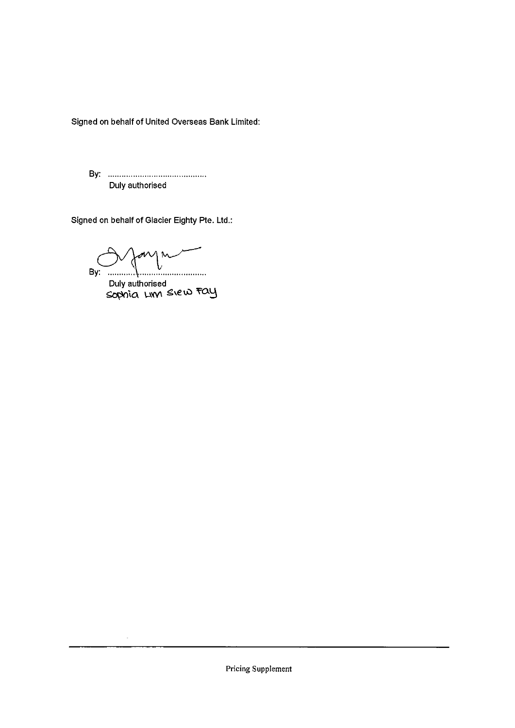Signed on behalf of United Overseas Bank Limited:

By: ...........................................
Duly authorised

Signed on behalf of Glacier Eighty Pte. Ltd.:

By: ...........................................
Duly authorised
Sophia Lim Siew Fay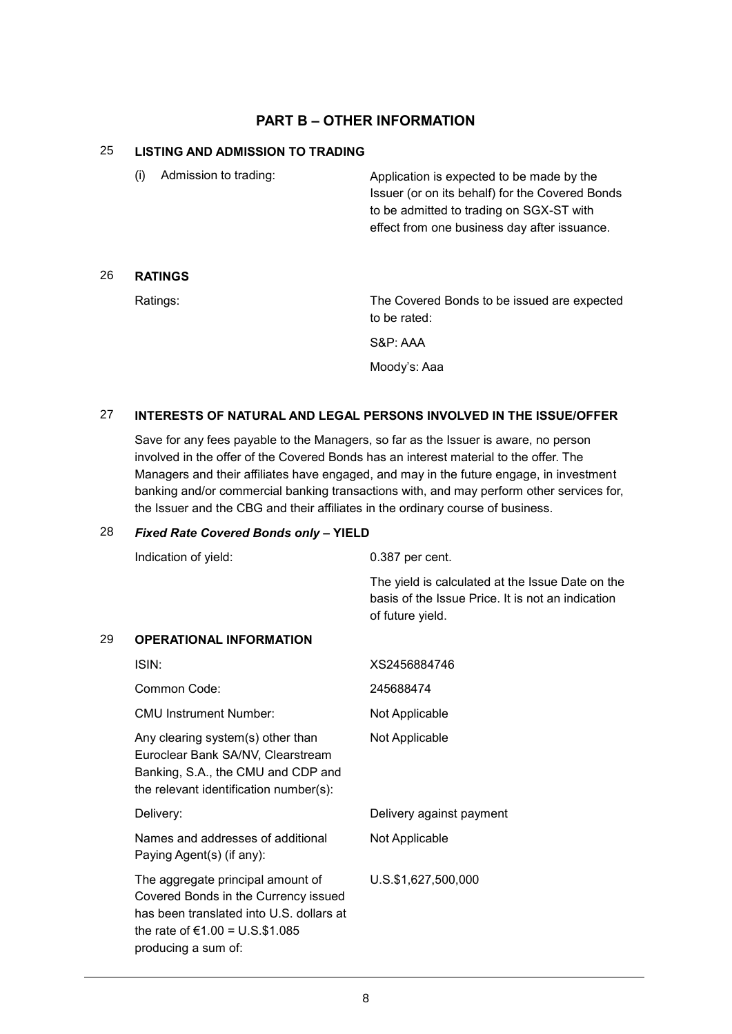## PART B – OTHER INFORMATION

### 25 LISTING AND ADMISSION TO TRADING

| | |
|---|---|
| (i) Admission to trading: | Application is expected to be made by the Issuer (or on its behalf) for the Covered Bonds to be admitted to trading on SGX-ST with effect from one business day after issuance. |

### 26 RATINGS

| | |
|---|---|
| Ratings: | The Covered Bonds to be issued are expected to be rated:<br><br>S&P: AAA<br><br>Moody's: Aaa |

### 27 INTERESTS OF NATURAL AND LEGAL PERSONS INVOLVED IN THE ISSUE/OFFER

Save for any fees payable to the Managers, so far as the Issuer is aware, no person involved in the offer of the Covered Bonds has an interest material to the offer. The Managers and their affiliates have engaged, and may in the future engage, in investment banking and/or commercial banking transactions with, and may perform other services for, the Issuer and the CBG and their affiliates in the ordinary course of business.

### 28 *Fixed Rate Covered Bonds only* – YIELD

| | |
|---|---|
| Indication of yield: | 0.387 per cent.<br><br>The yield is calculated at the Issue Date on the basis of the Issue Price. It is not an indication of future yield. |

### 29 OPERATIONAL INFORMATION

| | |
|---|---|
| ISIN: | XS2456884746 |
| Common Code: | 245688474 |
| CMU Instrument Number: | Not Applicable |
| Any clearing system(s) other than Euroclear Bank SA/NV, Clearstream Banking, S.A., the CMU and CDP and the relevant identification number(s): | Not Applicable |
| Delivery: | Delivery against payment |
| Names and addresses of additional Paying Agent(s) (if any): | Not Applicable |
| The aggregate principal amount of Covered Bonds in the Currency issued has been translated into U.S. dollars at the rate of €1.00 = U.S.$1.085 producing a sum of: | U.S.$1,627,500,000 |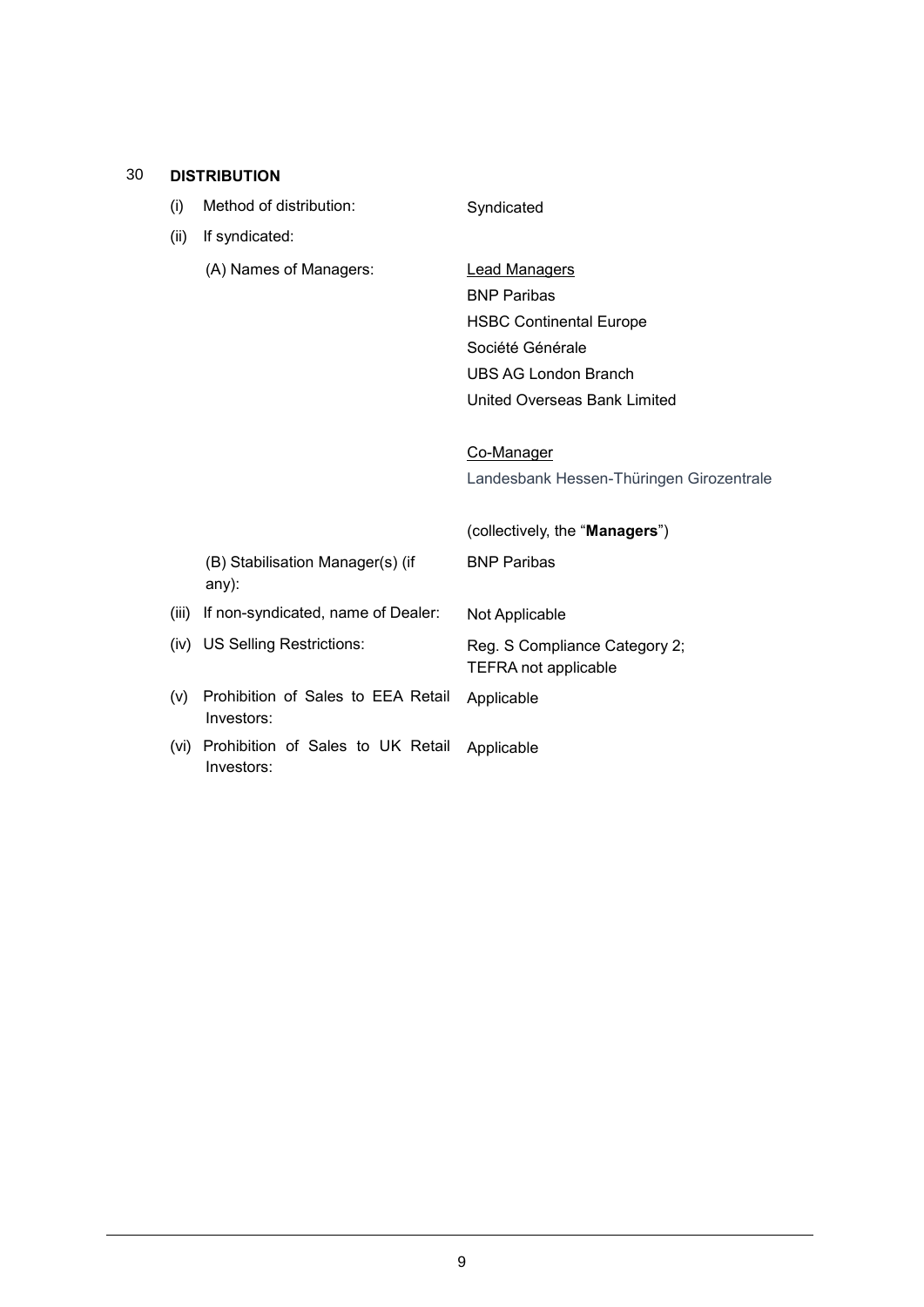## 30 DISTRIBUTION

| | | |
|---|---|---|
| (i) | Method of distribution: | Syndicated |
| (ii) | If syndicated: | |
| | (A) Names of Managers: | Lead Managers<br>BNP Paribas<br>HSBC Continental Europe<br>Société Générale<br>UBS AG London Branch<br>United Overseas Bank Limited<br><br>Co-Manager<br>Landesbank Hessen-Thüringen Girozentrale<br><br>(collectively, the "**Managers**") |
| | (B) Stabilisation Manager(s) (if any): | BNP Paribas |
| (iii) | If non-syndicated, name of Dealer: | Not Applicable |
| (iv) | US Selling Restrictions: | Reg. S Compliance Category 2; TEFRA not applicable |
| (v) | Prohibition of Sales to EEA Retail Investors: | Applicable |
| (vi) | Prohibition of Sales to UK Retail Investors: | Applicable |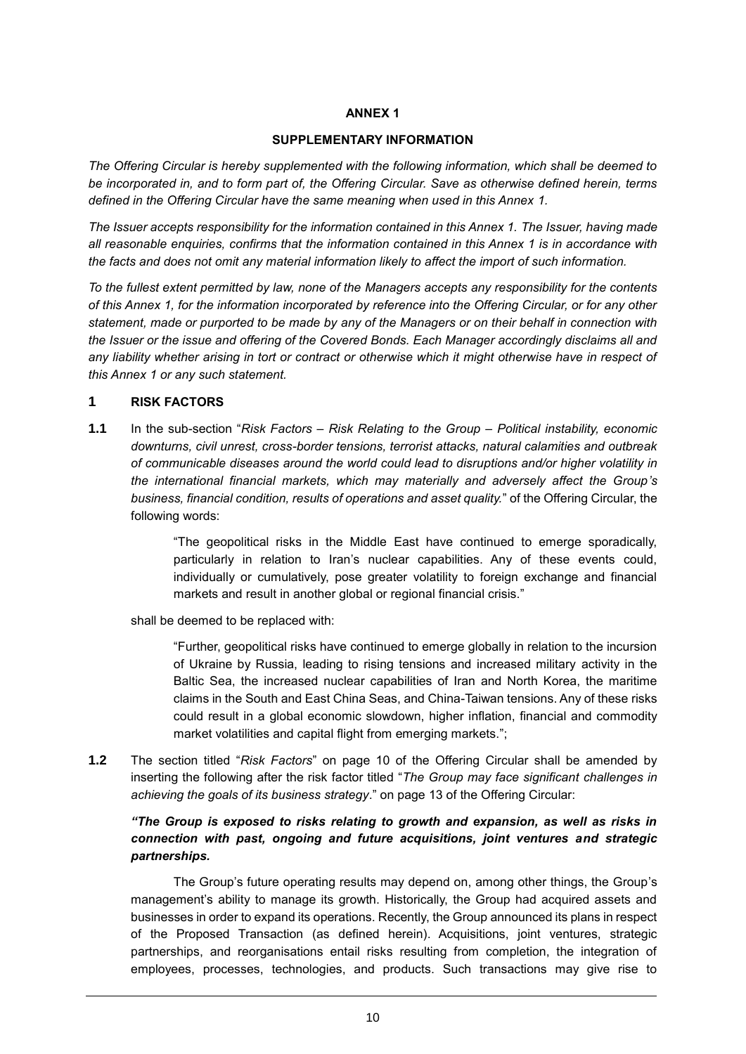## ANNEX 1

### SUPPLEMENTARY INFORMATION

*The Offering Circular is hereby supplemented with the following information, which shall be deemed to be incorporated in, and to form part of, the Offering Circular. Save as otherwise defined herein, terms defined in the Offering Circular have the same meaning when used in this Annex 1.*

*The Issuer accepts responsibility for the information contained in this Annex 1. The Issuer, having made all reasonable enquiries, confirms that the information contained in this Annex 1 is in accordance with the facts and does not omit any material information likely to affect the import of such information.*

*To the fullest extent permitted by law, none of the Managers accepts any responsibility for the contents of this Annex 1, for the information incorporated by reference into the Offering Circular, or for any other statement, made or purported to be made by any of the Managers or on their behalf in connection with the Issuer or the issue and offering of the Covered Bonds. Each Manager accordingly disclaims all and any liability whether arising in tort or contract or otherwise which it might otherwise have in respect of this Annex 1 or any such statement.*

### 1 RISK FACTORS

**1.1** In the sub-section "*Risk Factors – Risk Relating to the Group – Political instability, economic downturns, civil unrest, cross-border tensions, terrorist attacks, natural calamities and outbreak of communicable diseases around the world could lead to disruptions and/or higher volatility in the international financial markets, which may materially and adversely affect the Group's business, financial condition, results of operations and asset quality.*" of the Offering Circular, the following words:

> "The geopolitical risks in the Middle East have continued to emerge sporadically, particularly in relation to Iran's nuclear capabilities. Any of these events could, individually or cumulatively, pose greater volatility to foreign exchange and financial markets and result in another global or regional financial crisis."

shall be deemed to be replaced with:

> "Further, geopolitical risks have continued to emerge globally in relation to the incursion of Ukraine by Russia, leading to rising tensions and increased military activity in the Baltic Sea, the increased nuclear capabilities of Iran and North Korea, the maritime claims in the South and East China Seas, and China-Taiwan tensions. Any of these risks could result in a global economic slowdown, higher inflation, financial and commodity market volatilities and capital flight from emerging markets.";

**1.2** The section titled "*Risk Factors*" on page 10 of the Offering Circular shall be amended by inserting the following after the risk factor titled "*The Group may face significant challenges in achieving the goals of its business strategy*." on page 13 of the Offering Circular:

***"The Group is exposed to risks relating to growth and expansion, as well as risks in connection with past, ongoing and future acquisitions, joint ventures and strategic partnerships.***

The Group's future operating results may depend on, among other things, the Group's management's ability to manage its growth. Historically, the Group had acquired assets and businesses in order to expand its operations. Recently, the Group announced its plans in respect of the Proposed Transaction (as defined herein). Acquisitions, joint ventures, strategic partnerships, and reorganisations entail risks resulting from completion, the integration of employees, processes, technologies, and products. Such transactions may give rise to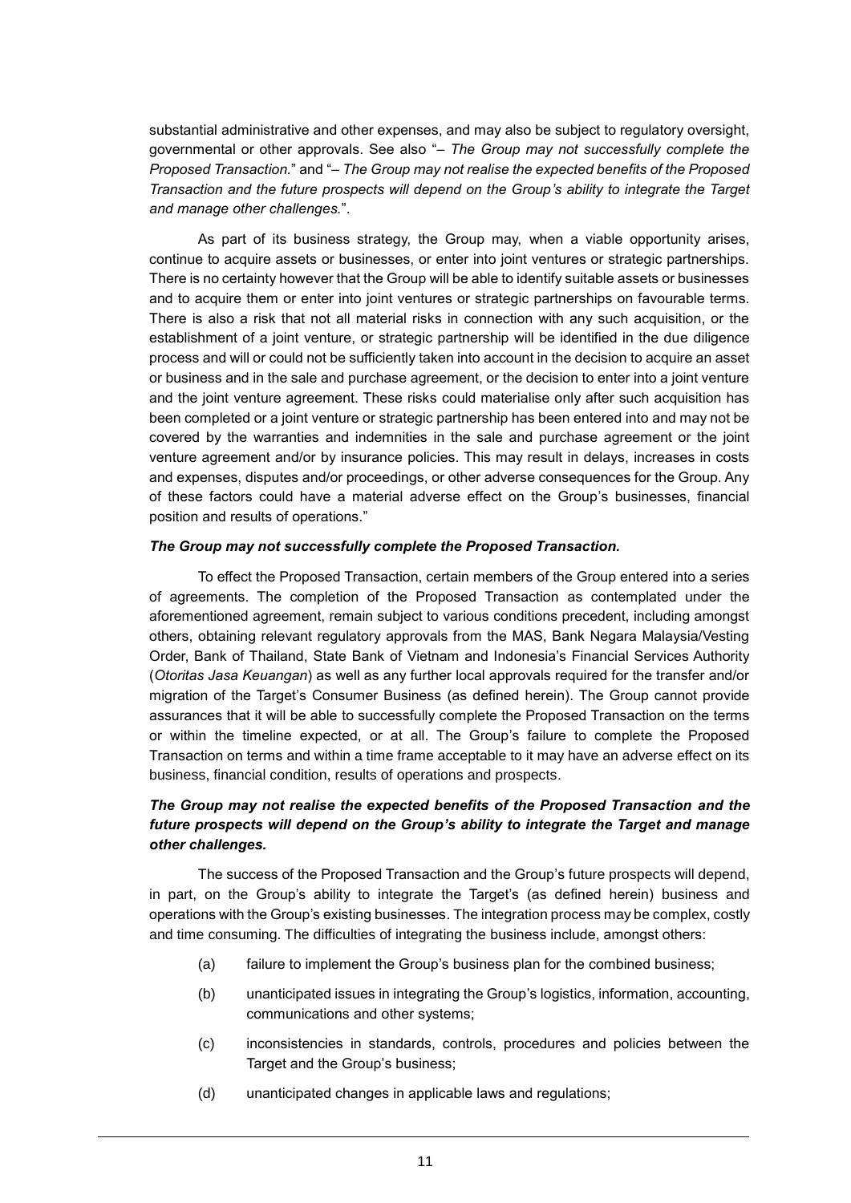substantial administrative and other expenses, and may also be subject to regulatory oversight, governmental or other approvals. See also "– *The Group may not successfully complete the Proposed Transaction.*" and "– *The Group may not realise the expected benefits of the Proposed Transaction and the future prospects will depend on the Group's ability to integrate the Target and manage other challenges.*".

As part of its business strategy, the Group may, when a viable opportunity arises, continue to acquire assets or businesses, or enter into joint ventures or strategic partnerships. There is no certainty however that the Group will be able to identify suitable assets or businesses and to acquire them or enter into joint ventures or strategic partnerships on favourable terms. There is also a risk that not all material risks in connection with any such acquisition, or the establishment of a joint venture, or strategic partnership will be identified in the due diligence process and will or could not be sufficiently taken into account in the decision to acquire an asset or business and in the sale and purchase agreement, or the decision to enter into a joint venture and the joint venture agreement. These risks could materialise only after such acquisition has been completed or a joint venture or strategic partnership has been entered into and may not be covered by the warranties and indemnities in the sale and purchase agreement or the joint venture agreement and/or by insurance policies. This may result in delays, increases in costs and expenses, disputes and/or proceedings, or other adverse consequences for the Group. Any of these factors could have a material adverse effect on the Group's businesses, financial position and results of operations."

***The Group may not successfully complete the Proposed Transaction.***

To effect the Proposed Transaction, certain members of the Group entered into a series of agreements. The completion of the Proposed Transaction as contemplated under the aforementioned agreement, remain subject to various conditions precedent, including amongst others, obtaining relevant regulatory approvals from the MAS, Bank Negara Malaysia/Vesting Order, Bank of Thailand, State Bank of Vietnam and Indonesia's Financial Services Authority (*Otoritas Jasa Keuangan*) as well as any further local approvals required for the transfer and/or migration of the Target's Consumer Business (as defined herein). The Group cannot provide assurances that it will be able to successfully complete the Proposed Transaction on the terms or within the timeline expected, or at all. The Group's failure to complete the Proposed Transaction on terms and within a time frame acceptable to it may have an adverse effect on its business, financial condition, results of operations and prospects.

***The Group may not realise the expected benefits of the Proposed Transaction and the future prospects will depend on the Group's ability to integrate the Target and manage other challenges.***

The success of the Proposed Transaction and the Group's future prospects will depend, in part, on the Group's ability to integrate the Target's (as defined herein) business and operations with the Group's existing businesses. The integration process may be complex, costly and time consuming. The difficulties of integrating the business include, amongst others:

(a) failure to implement the Group's business plan for the combined business;

(b) unanticipated issues in integrating the Group's logistics, information, accounting, communications and other systems;

(c) inconsistencies in standards, controls, procedures and policies between the Target and the Group's business;

(d) unanticipated changes in applicable laws and regulations;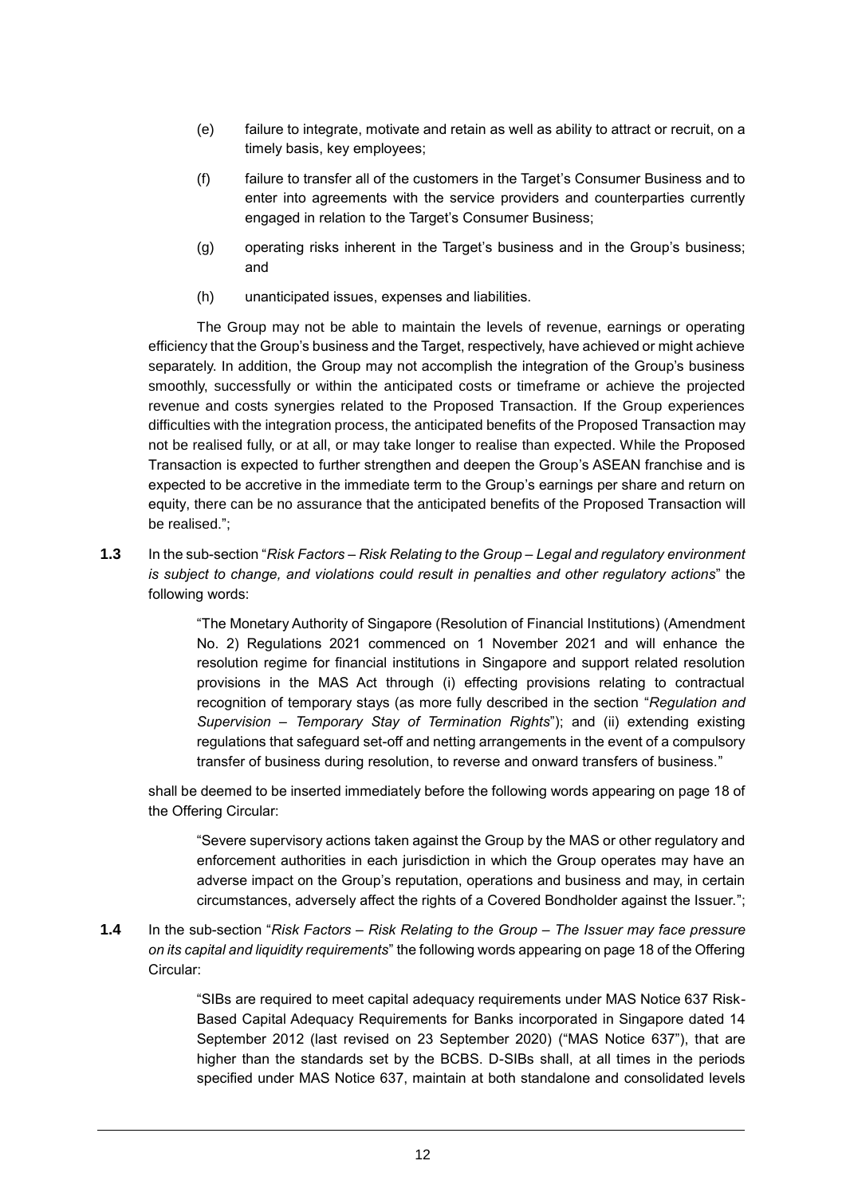(e) failure to integrate, motivate and retain as well as ability to attract or recruit, on a timely basis, key employees;

(f) failure to transfer all of the customers in the Target's Consumer Business and to enter into agreements with the service providers and counterparties currently engaged in relation to the Target's Consumer Business;

(g) operating risks inherent in the Target's business and in the Group's business; and

(h) unanticipated issues, expenses and liabilities.

The Group may not be able to maintain the levels of revenue, earnings or operating efficiency that the Group's business and the Target, respectively, have achieved or might achieve separately. In addition, the Group may not accomplish the integration of the Group's business smoothly, successfully or within the anticipated costs or timeframe or achieve the projected revenue and costs synergies related to the Proposed Transaction. If the Group experiences difficulties with the integration process, the anticipated benefits of the Proposed Transaction may not be realised fully, or at all, or may take longer to realise than expected. While the Proposed Transaction is expected to further strengthen and deepen the Group's ASEAN franchise and is expected to be accretive in the immediate term to the Group's earnings per share and return on equity, there can be no assurance that the anticipated benefits of the Proposed Transaction will be realised.";

**1.3** In the sub-section "*Risk Factors – Risk Relating to the Group – Legal and regulatory environment is subject to change, and violations could result in penalties and other regulatory actions*" the following words:

> "The Monetary Authority of Singapore (Resolution of Financial Institutions) (Amendment No. 2) Regulations 2021 commenced on 1 November 2021 and will enhance the resolution regime for financial institutions in Singapore and support related resolution provisions in the MAS Act through (i) effecting provisions relating to contractual recognition of temporary stays (as more fully described in the section "*Regulation and Supervision – Temporary Stay of Termination Rights*"); and (ii) extending existing regulations that safeguard set-off and netting arrangements in the event of a compulsory transfer of business during resolution, to reverse and onward transfers of business."

shall be deemed to be inserted immediately before the following words appearing on page 18 of the Offering Circular:

> "Severe supervisory actions taken against the Group by the MAS or other regulatory and enforcement authorities in each jurisdiction in which the Group operates may have an adverse impact on the Group's reputation, operations and business and may, in certain circumstances, adversely affect the rights of a Covered Bondholder against the Issuer.";

**1.4** In the sub-section "*Risk Factors – Risk Relating to the Group – The Issuer may face pressure on its capital and liquidity requirements*" the following words appearing on page 18 of the Offering Circular:

> "SIBs are required to meet capital adequacy requirements under MAS Notice 637 Risk-Based Capital Adequacy Requirements for Banks incorporated in Singapore dated 14 September 2012 (last revised on 23 September 2020) ("MAS Notice 637"), that are higher than the standards set by the BCBS. D-SIBs shall, at all times in the periods specified under MAS Notice 637, maintain at both standalone and consolidated levels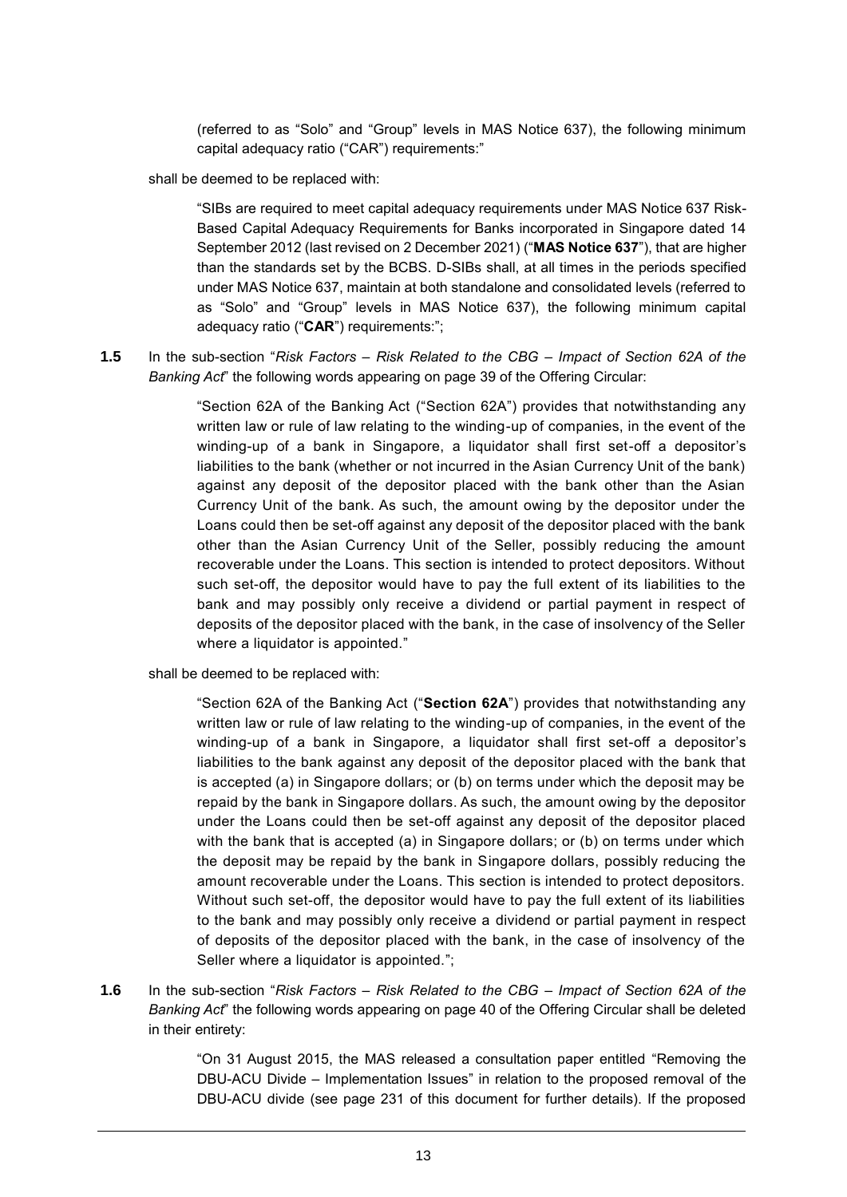(referred to as "Solo" and "Group" levels in MAS Notice 637), the following minimum capital adequacy ratio ("CAR") requirements:"

shall be deemed to be replaced with:

> "SIBs are required to meet capital adequacy requirements under MAS Notice 637 Risk-Based Capital Adequacy Requirements for Banks incorporated in Singapore dated 14 September 2012 (last revised on 2 December 2021) ("**MAS Notice 637**"), that are higher than the standards set by the BCBS. D-SIBs shall, at all times in the periods specified under MAS Notice 637, maintain at both standalone and consolidated levels (referred to as "Solo" and "Group" levels in MAS Notice 637), the following minimum capital adequacy ratio ("**CAR**") requirements:";

**1.5** In the sub-section "*Risk Factors – Risk Related to the CBG – Impact of Section 62A of the Banking Act*" the following words appearing on page 39 of the Offering Circular:

> "Section 62A of the Banking Act ("Section 62A") provides that notwithstanding any written law or rule of law relating to the winding-up of companies, in the event of the winding-up of a bank in Singapore, a liquidator shall first set-off a depositor's liabilities to the bank (whether or not incurred in the Asian Currency Unit of the bank) against any deposit of the depositor placed with the bank other than the Asian Currency Unit of the bank. As such, the amount owing by the depositor under the Loans could then be set-off against any deposit of the depositor placed with the bank other than the Asian Currency Unit of the Seller, possibly reducing the amount recoverable under the Loans. This section is intended to protect depositors. Without such set-off, the depositor would have to pay the full extent of its liabilities to the bank and may possibly only receive a dividend or partial payment in respect of deposits of the depositor placed with the bank, in the case of insolvency of the Seller where a liquidator is appointed."

shall be deemed to be replaced with:

> "Section 62A of the Banking Act ("**Section 62A**") provides that notwithstanding any written law or rule of law relating to the winding-up of companies, in the event of the winding-up of a bank in Singapore, a liquidator shall first set-off a depositor's liabilities to the bank against any deposit of the depositor placed with the bank that is accepted (a) in Singapore dollars; or (b) on terms under which the deposit may be repaid by the bank in Singapore dollars. As such, the amount owing by the depositor under the Loans could then be set-off against any deposit of the depositor placed with the bank that is accepted (a) in Singapore dollars; or (b) on terms under which the deposit may be repaid by the bank in Singapore dollars, possibly reducing the amount recoverable under the Loans. This section is intended to protect depositors. Without such set-off, the depositor would have to pay the full extent of its liabilities to the bank and may possibly only receive a dividend or partial payment in respect of deposits of the depositor placed with the bank, in the case of insolvency of the Seller where a liquidator is appointed.";

**1.6** In the sub-section "*Risk Factors – Risk Related to the CBG – Impact of Section 62A of the Banking Act*" the following words appearing on page 40 of the Offering Circular shall be deleted in their entirety:

> "On 31 August 2015, the MAS released a consultation paper entitled "Removing the DBU-ACU Divide – Implementation Issues" in relation to the proposed removal of the DBU-ACU divide (see page 231 of this document for further details). If the proposed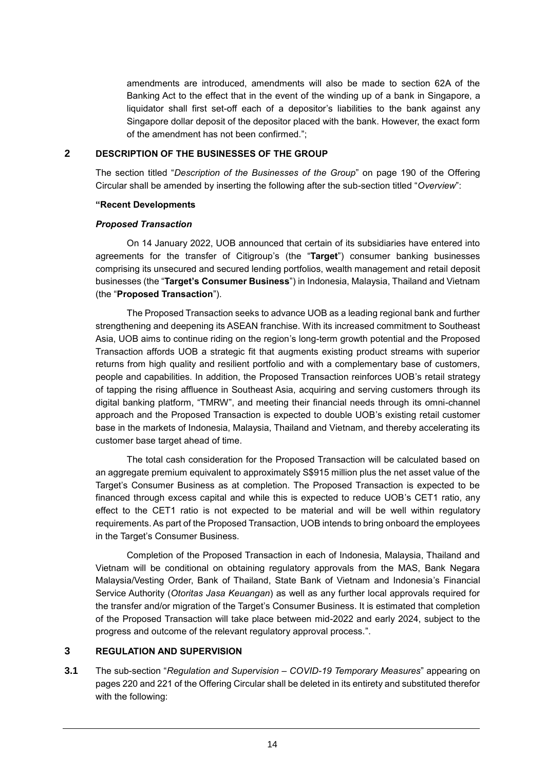amendments are introduced, amendments will also be made to section 62A of the Banking Act to the effect that in the event of the winding up of a bank in Singapore, a liquidator shall first set-off each of a depositor's liabilities to the bank against any Singapore dollar deposit of the depositor placed with the bank. However, the exact form of the amendment has not been confirmed.";

## 2 DESCRIPTION OF THE BUSINESSES OF THE GROUP

The section titled "*Description of the Businesses of the Group*" on page 190 of the Offering Circular shall be amended by inserting the following after the sub-section titled "*Overview*":

**"Recent Developments**

***Proposed Transaction***

On 14 January 2022, UOB announced that certain of its subsidiaries have entered into agreements for the transfer of Citigroup's (the "**Target**") consumer banking businesses comprising its unsecured and secured lending portfolios, wealth management and retail deposit businesses (the "**Target's Consumer Business**") in Indonesia, Malaysia, Thailand and Vietnam (the "**Proposed Transaction**").

The Proposed Transaction seeks to advance UOB as a leading regional bank and further strengthening and deepening its ASEAN franchise. With its increased commitment to Southeast Asia, UOB aims to continue riding on the region's long-term growth potential and the Proposed Transaction affords UOB a strategic fit that augments existing product streams with superior returns from high quality and resilient portfolio and with a complementary base of customers, people and capabilities. In addition, the Proposed Transaction reinforces UOB's retail strategy of tapping the rising affluence in Southeast Asia, acquiring and serving customers through its digital banking platform, "TMRW", and meeting their financial needs through its omni-channel approach and the Proposed Transaction is expected to double UOB's existing retail customer base in the markets of Indonesia, Malaysia, Thailand and Vietnam, and thereby accelerating its customer base target ahead of time.

The total cash consideration for the Proposed Transaction will be calculated based on an aggregate premium equivalent to approximately S$915 million plus the net asset value of the Target's Consumer Business as at completion. The Proposed Transaction is expected to be financed through excess capital and while this is expected to reduce UOB's CET1 ratio, any effect to the CET1 ratio is not expected to be material and will be well within regulatory requirements. As part of the Proposed Transaction, UOB intends to bring onboard the employees in the Target's Consumer Business.

Completion of the Proposed Transaction in each of Indonesia, Malaysia, Thailand and Vietnam will be conditional on obtaining regulatory approvals from the MAS, Bank Negara Malaysia/Vesting Order, Bank of Thailand, State Bank of Vietnam and Indonesia's Financial Service Authority (*Otoritas Jasa Keuangan*) as well as any further local approvals required for the transfer and/or migration of the Target's Consumer Business. It is estimated that completion of the Proposed Transaction will take place between mid-2022 and early 2024, subject to the progress and outcome of the relevant regulatory approval process.".

## 3 REGULATION AND SUPERVISION

**3.1** The sub-section "*Regulation and Supervision – COVID-19 Temporary Measures*" appearing on pages 220 and 221 of the Offering Circular shall be deleted in its entirety and substituted therefor with the following: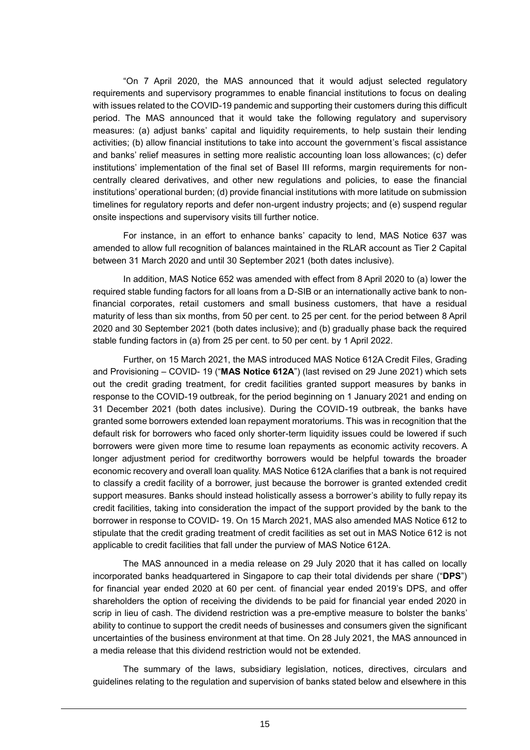"On 7 April 2020, the MAS announced that it would adjust selected regulatory requirements and supervisory programmes to enable financial institutions to focus on dealing with issues related to the COVID-19 pandemic and supporting their customers during this difficult period. The MAS announced that it would take the following regulatory and supervisory measures: (a) adjust banks' capital and liquidity requirements, to help sustain their lending activities; (b) allow financial institutions to take into account the government's fiscal assistance and banks' relief measures in setting more realistic accounting loan loss allowances; (c) defer institutions' implementation of the final set of Basel III reforms, margin requirements for non-centrally cleared derivatives, and other new regulations and policies, to ease the financial institutions' operational burden; (d) provide financial institutions with more latitude on submission timelines for regulatory reports and defer non-urgent industry projects; and (e) suspend regular onsite inspections and supervisory visits till further notice.

For instance, in an effort to enhance banks' capacity to lend, MAS Notice 637 was amended to allow full recognition of balances maintained in the RLAR account as Tier 2 Capital between 31 March 2020 and until 30 September 2021 (both dates inclusive).

In addition, MAS Notice 652 was amended with effect from 8 April 2020 to (a) lower the required stable funding factors for all loans from a D-SIB or an internationally active bank to non-financial corporates, retail customers and small business customers, that have a residual maturity of less than six months, from 50 per cent. to 25 per cent. for the period between 8 April 2020 and 30 September 2021 (both dates inclusive); and (b) gradually phase back the required stable funding factors in (a) from 25 per cent. to 50 per cent. by 1 April 2022.

Further, on 15 March 2021, the MAS introduced MAS Notice 612A Credit Files, Grading and Provisioning – COVID- 19 ("**MAS Notice 612A**") (last revised on 29 June 2021) which sets out the credit grading treatment, for credit facilities granted support measures by banks in response to the COVID-19 outbreak, for the period beginning on 1 January 2021 and ending on 31 December 2021 (both dates inclusive). During the COVID-19 outbreak, the banks have granted some borrowers extended loan repayment moratoriums. This was in recognition that the default risk for borrowers who faced only shorter-term liquidity issues could be lowered if such borrowers were given more time to resume loan repayments as economic activity recovers. A longer adjustment period for creditworthy borrowers would be helpful towards the broader economic recovery and overall loan quality. MAS Notice 612A clarifies that a bank is not required to classify a credit facility of a borrower, just because the borrower is granted extended credit support measures. Banks should instead holistically assess a borrower's ability to fully repay its credit facilities, taking into consideration the impact of the support provided by the bank to the borrower in response to COVID- 19. On 15 March 2021, MAS also amended MAS Notice 612 to stipulate that the credit grading treatment of credit facilities as set out in MAS Notice 612 is not applicable to credit facilities that fall under the purview of MAS Notice 612A.

The MAS announced in a media release on 29 July 2020 that it has called on locally incorporated banks headquartered in Singapore to cap their total dividends per share ("**DPS**") for financial year ended 2020 at 60 per cent. of financial year ended 2019's DPS, and offer shareholders the option of receiving the dividends to be paid for financial year ended 2020 in scrip in lieu of cash. The dividend restriction was a pre-emptive measure to bolster the banks' ability to continue to support the credit needs of businesses and consumers given the significant uncertainties of the business environment at that time. On 28 July 2021, the MAS announced in a media release that this dividend restriction would not be extended.

The summary of the laws, subsidiary legislation, notices, directives, circulars and guidelines relating to the regulation and supervision of banks stated below and elsewhere in this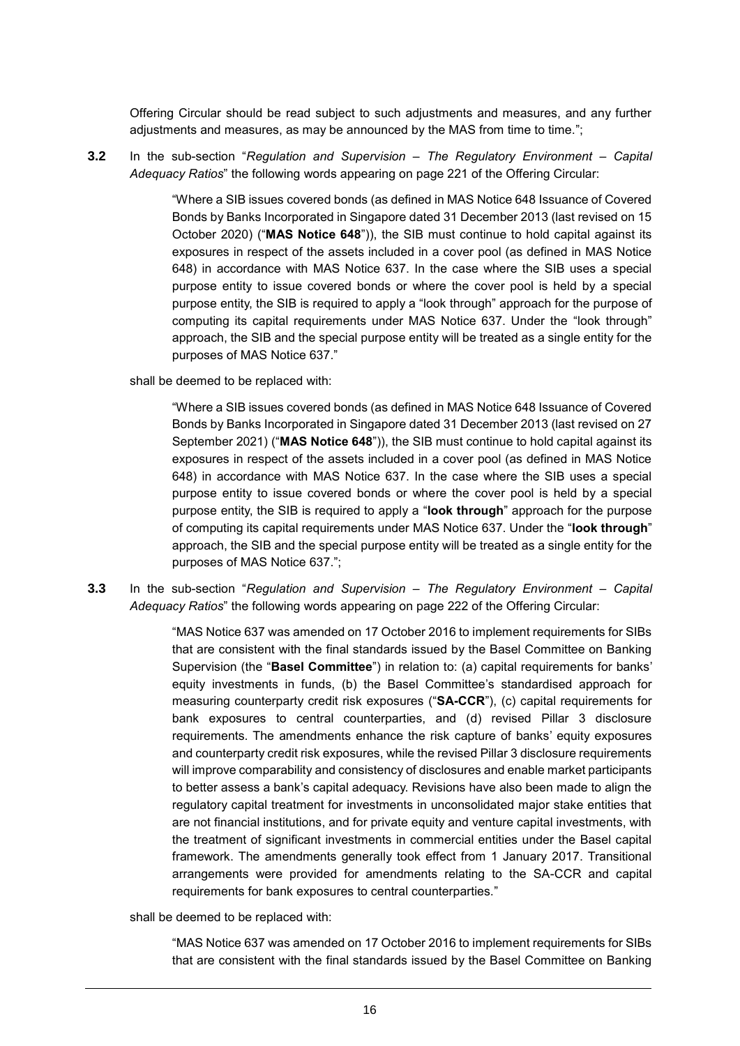Offering Circular should be read subject to such adjustments and measures, and any further adjustments and measures, as may be announced by the MAS from time to time.";

**3.2** In the sub-section "*Regulation and Supervision – The Regulatory Environment – Capital Adequacy Ratios*" the following words appearing on page 221 of the Offering Circular:

> "Where a SIB issues covered bonds (as defined in MAS Notice 648 Issuance of Covered Bonds by Banks Incorporated in Singapore dated 31 December 2013 (last revised on 15 October 2020) ("**MAS Notice 648**")), the SIB must continue to hold capital against its exposures in respect of the assets included in a cover pool (as defined in MAS Notice 648) in accordance with MAS Notice 637. In the case where the SIB uses a special purpose entity to issue covered bonds or where the cover pool is held by a special purpose entity, the SIB is required to apply a "look through" approach for the purpose of computing its capital requirements under MAS Notice 637. Under the "look through" approach, the SIB and the special purpose entity will be treated as a single entity for the purposes of MAS Notice 637."

shall be deemed to be replaced with:

> "Where a SIB issues covered bonds (as defined in MAS Notice 648 Issuance of Covered Bonds by Banks Incorporated in Singapore dated 31 December 2013 (last revised on 27 September 2021) ("**MAS Notice 648**")), the SIB must continue to hold capital against its exposures in respect of the assets included in a cover pool (as defined in MAS Notice 648) in accordance with MAS Notice 637. In the case where the SIB uses a special purpose entity to issue covered bonds or where the cover pool is held by a special purpose entity, the SIB is required to apply a "**look through**" approach for the purpose of computing its capital requirements under MAS Notice 637. Under the "**look through**" approach, the SIB and the special purpose entity will be treated as a single entity for the purposes of MAS Notice 637.";

**3.3** In the sub-section "*Regulation and Supervision – The Regulatory Environment – Capital Adequacy Ratios*" the following words appearing on page 222 of the Offering Circular:

> "MAS Notice 637 was amended on 17 October 2016 to implement requirements for SIBs that are consistent with the final standards issued by the Basel Committee on Banking Supervision (the "**Basel Committee**") in relation to: (a) capital requirements for banks' equity investments in funds, (b) the Basel Committee's standardised approach for measuring counterparty credit risk exposures ("**SA-CCR**"), (c) capital requirements for bank exposures to central counterparties, and (d) revised Pillar 3 disclosure requirements. The amendments enhance the risk capture of banks' equity exposures and counterparty credit risk exposures, while the revised Pillar 3 disclosure requirements will improve comparability and consistency of disclosures and enable market participants to better assess a bank's capital adequacy. Revisions have also been made to align the regulatory capital treatment for investments in unconsolidated major stake entities that are not financial institutions, and for private equity and venture capital investments, with the treatment of significant investments in commercial entities under the Basel capital framework. The amendments generally took effect from 1 January 2017. Transitional arrangements were provided for amendments relating to the SA-CCR and capital requirements for bank exposures to central counterparties."

shall be deemed to be replaced with:

> "MAS Notice 637 was amended on 17 October 2016 to implement requirements for SIBs that are consistent with the final standards issued by the Basel Committee on Banking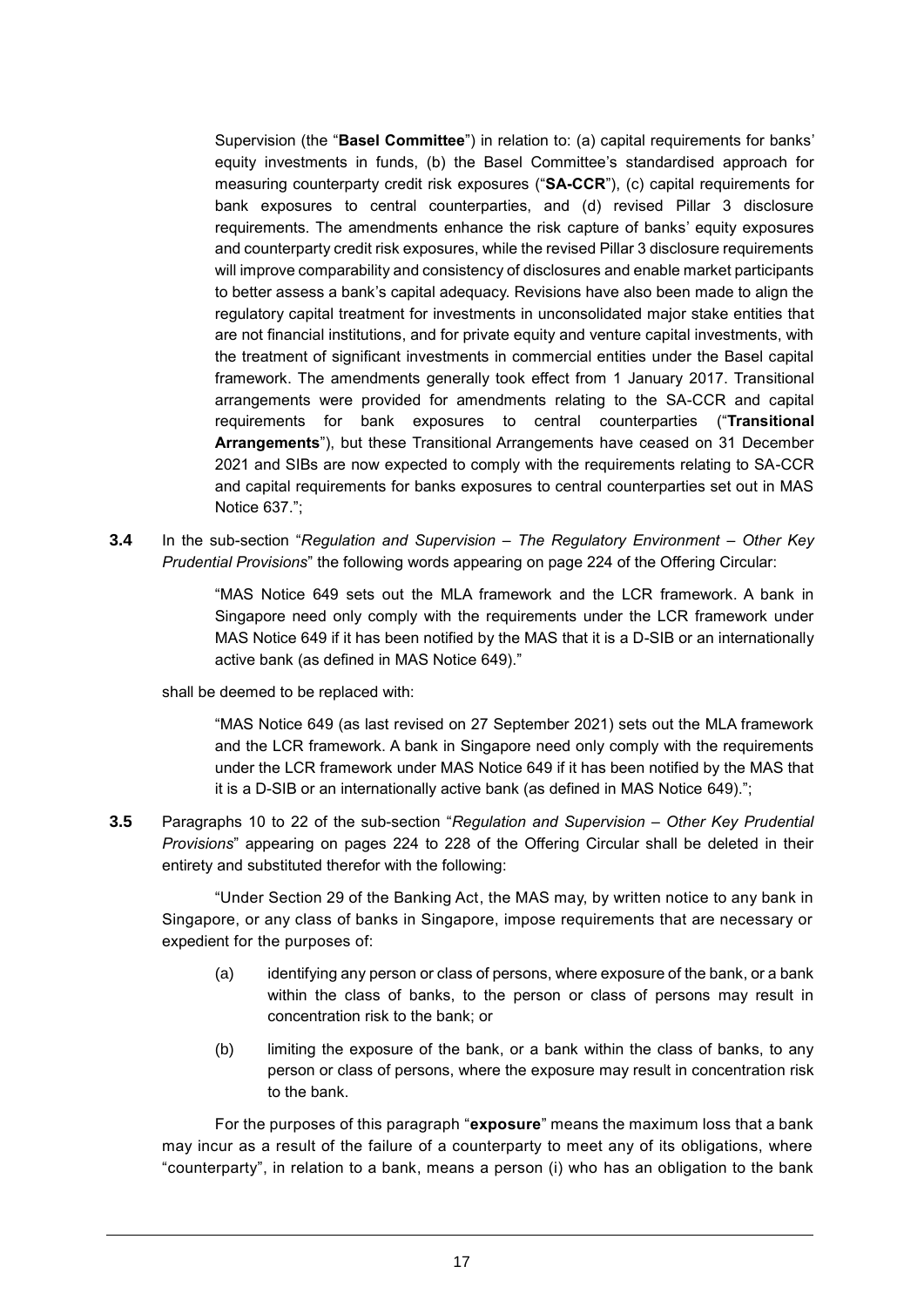Supervision (the "**Basel Committee**") in relation to: (a) capital requirements for banks' equity investments in funds, (b) the Basel Committee's standardised approach for measuring counterparty credit risk exposures ("**SA-CCR**"), (c) capital requirements for bank exposures to central counterparties, and (d) revised Pillar 3 disclosure requirements. The amendments enhance the risk capture of banks' equity exposures and counterparty credit risk exposures, while the revised Pillar 3 disclosure requirements will improve comparability and consistency of disclosures and enable market participants to better assess a bank's capital adequacy. Revisions have also been made to align the regulatory capital treatment for investments in unconsolidated major stake entities that are not financial institutions, and for private equity and venture capital investments, with the treatment of significant investments in commercial entities under the Basel capital framework. The amendments generally took effect from 1 January 2017. Transitional arrangements were provided for amendments relating to the SA-CCR and capital requirements for bank exposures to central counterparties ("**Transitional Arrangements**"), but these Transitional Arrangements have ceased on 31 December 2021 and SIBs are now expected to comply with the requirements relating to SA-CCR and capital requirements for banks exposures to central counterparties set out in MAS Notice 637.";

**3.4** In the sub-section "*Regulation and Supervision – The Regulatory Environment – Other Key Prudential Provisions*" the following words appearing on page 224 of the Offering Circular:

> "MAS Notice 649 sets out the MLA framework and the LCR framework. A bank in Singapore need only comply with the requirements under the LCR framework under MAS Notice 649 if it has been notified by the MAS that it is a D-SIB or an internationally active bank (as defined in MAS Notice 649)."

shall be deemed to be replaced with:

> "MAS Notice 649 (as last revised on 27 September 2021) sets out the MLA framework and the LCR framework. A bank in Singapore need only comply with the requirements under the LCR framework under MAS Notice 649 if it has been notified by the MAS that it is a D-SIB or an internationally active bank (as defined in MAS Notice 649).";

**3.5** Paragraphs 10 to 22 of the sub-section "*Regulation and Supervision – Other Key Prudential Provisions*" appearing on pages 224 to 228 of the Offering Circular shall be deleted in their entirety and substituted therefor with the following:

"Under Section 29 of the Banking Act, the MAS may, by written notice to any bank in Singapore, or any class of banks in Singapore, impose requirements that are necessary or expedient for the purposes of:

(a) identifying any person or class of persons, where exposure of the bank, or a bank within the class of banks, to the person or class of persons may result in concentration risk to the bank; or

(b) limiting the exposure of the bank, or a bank within the class of banks, to any person or class of persons, where the exposure may result in concentration risk to the bank.

For the purposes of this paragraph "**exposure**" means the maximum loss that a bank may incur as a result of the failure of a counterparty to meet any of its obligations, where "counterparty", in relation to a bank, means a person (i) who has an obligation to the bank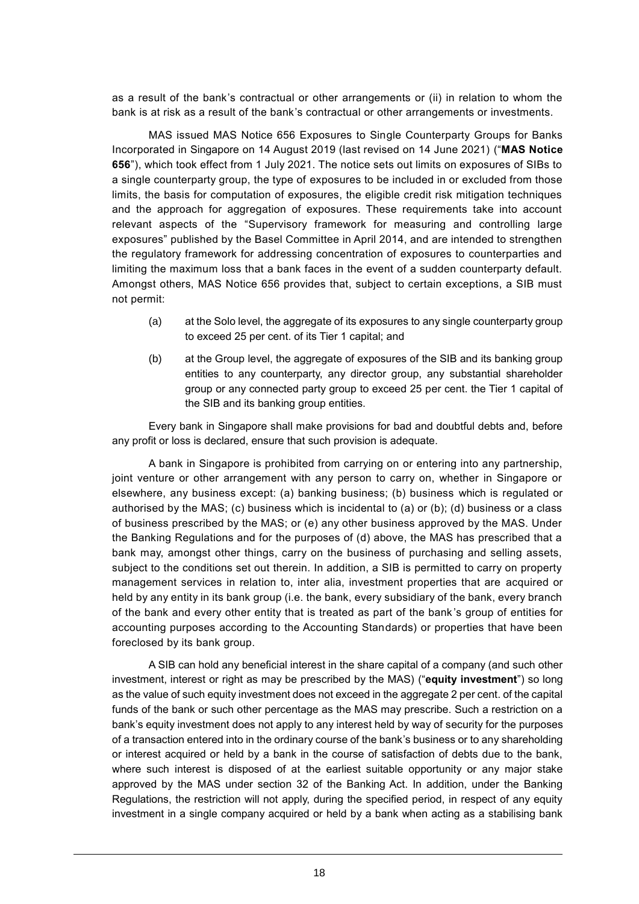as a result of the bank's contractual or other arrangements or (ii) in relation to whom the bank is at risk as a result of the bank's contractual or other arrangements or investments.

MAS issued MAS Notice 656 Exposures to Single Counterparty Groups for Banks Incorporated in Singapore on 14 August 2019 (last revised on 14 June 2021) ("**MAS Notice 656**"), which took effect from 1 July 2021. The notice sets out limits on exposures of SIBs to a single counterparty group, the type of exposures to be included in or excluded from those limits, the basis for computation of exposures, the eligible credit risk mitigation techniques and the approach for aggregation of exposures. These requirements take into account relevant aspects of the "Supervisory framework for measuring and controlling large exposures" published by the Basel Committee in April 2014, and are intended to strengthen the regulatory framework for addressing concentration of exposures to counterparties and limiting the maximum loss that a bank faces in the event of a sudden counterparty default. Amongst others, MAS Notice 656 provides that, subject to certain exceptions, a SIB must not permit:

(a) at the Solo level, the aggregate of its exposures to any single counterparty group to exceed 25 per cent. of its Tier 1 capital; and

(b) at the Group level, the aggregate of exposures of the SIB and its banking group entities to any counterparty, any director group, any substantial shareholder group or any connected party group to exceed 25 per cent. the Tier 1 capital of the SIB and its banking group entities.

Every bank in Singapore shall make provisions for bad and doubtful debts and, before any profit or loss is declared, ensure that such provision is adequate.

A bank in Singapore is prohibited from carrying on or entering into any partnership, joint venture or other arrangement with any person to carry on, whether in Singapore or elsewhere, any business except: (a) banking business; (b) business which is regulated or authorised by the MAS; (c) business which is incidental to (a) or (b); (d) business or a class of business prescribed by the MAS; or (e) any other business approved by the MAS. Under the Banking Regulations and for the purposes of (d) above, the MAS has prescribed that a bank may, amongst other things, carry on the business of purchasing and selling assets, subject to the conditions set out therein. In addition, a SIB is permitted to carry on property management services in relation to, inter alia, investment properties that are acquired or held by any entity in its bank group (i.e. the bank, every subsidiary of the bank, every branch of the bank and every other entity that is treated as part of the bank's group of entities for accounting purposes according to the Accounting Standards) or properties that have been foreclosed by its bank group.

A SIB can hold any beneficial interest in the share capital of a company (and such other investment, interest or right as may be prescribed by the MAS) ("**equity investment**") so long as the value of such equity investment does not exceed in the aggregate 2 per cent. of the capital funds of the bank or such other percentage as the MAS may prescribe. Such a restriction on a bank's equity investment does not apply to any interest held by way of security for the purposes of a transaction entered into in the ordinary course of the bank's business or to any shareholding or interest acquired or held by a bank in the course of satisfaction of debts due to the bank, where such interest is disposed of at the earliest suitable opportunity or any major stake approved by the MAS under section 32 of the Banking Act. In addition, under the Banking Regulations, the restriction will not apply, during the specified period, in respect of any equity investment in a single company acquired or held by a bank when acting as a stabilising bank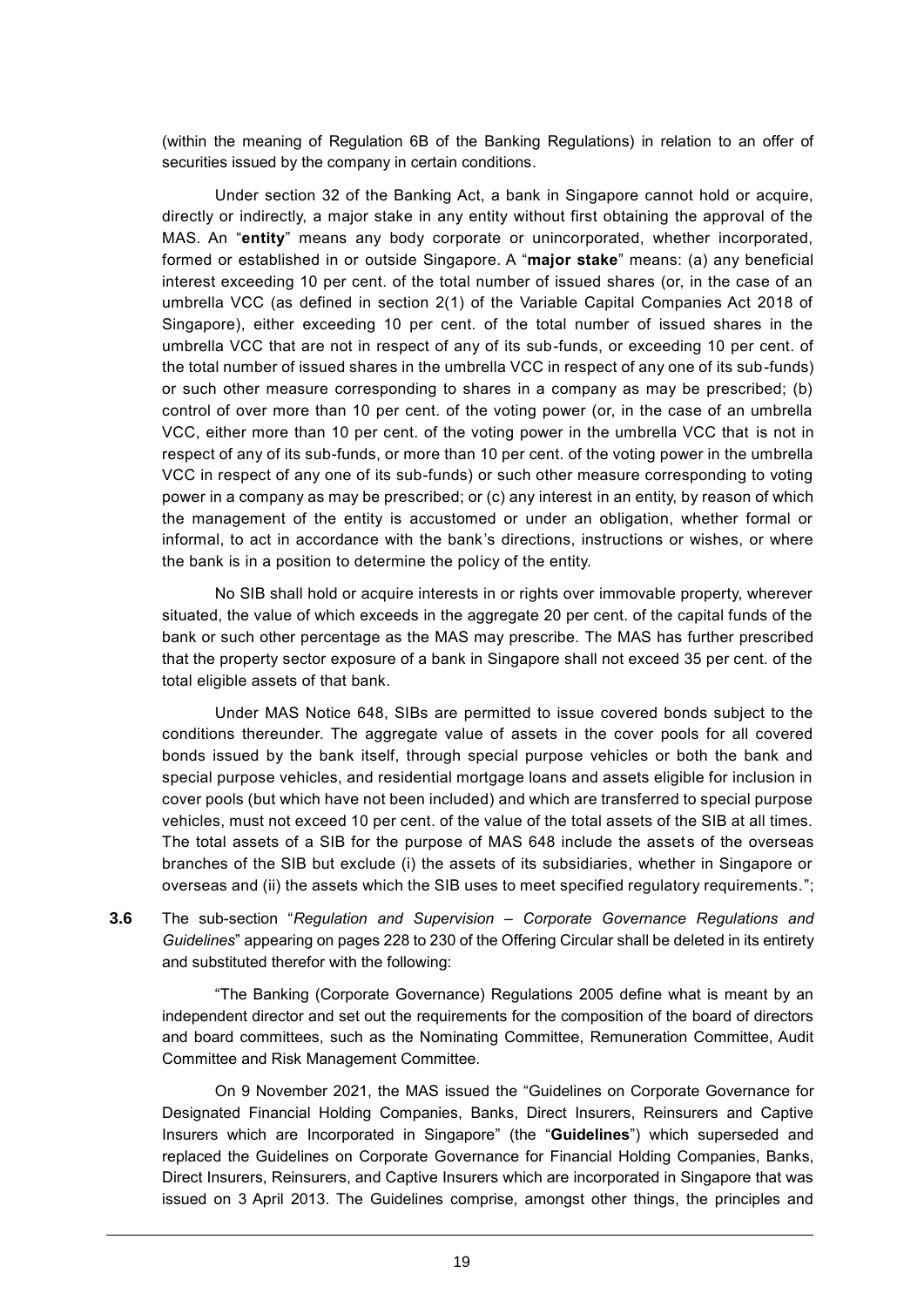(within the meaning of Regulation 6B of the Banking Regulations) in relation to an offer of securities issued by the company in certain conditions.

Under section 32 of the Banking Act, a bank in Singapore cannot hold or acquire, directly or indirectly, a major stake in any entity without first obtaining the approval of the MAS. An "**entity**" means any body corporate or unincorporated, whether incorporated, formed or established in or outside Singapore. A "**major stake**" means: (a) any beneficial interest exceeding 10 per cent. of the total number of issued shares (or, in the case of an umbrella VCC (as defined in section 2(1) of the Variable Capital Companies Act 2018 of Singapore), either exceeding 10 per cent. of the total number of issued shares in the umbrella VCC that are not in respect of any of its sub-funds, or exceeding 10 per cent. of the total number of issued shares in the umbrella VCC in respect of any one of its sub-funds) or such other measure corresponding to shares in a company as may be prescribed; (b) control of over more than 10 per cent. of the voting power (or, in the case of an umbrella VCC, either more than 10 per cent. of the voting power in the umbrella VCC that is not in respect of any of its sub-funds, or more than 10 per cent. of the voting power in the umbrella VCC in respect of any one of its sub-funds) or such other measure corresponding to voting power in a company as may be prescribed; or (c) any interest in an entity, by reason of which the management of the entity is accustomed or under an obligation, whether formal or informal, to act in accordance with the bank's directions, instructions or wishes, or where the bank is in a position to determine the policy of the entity.

No SIB shall hold or acquire interests in or rights over immovable property, wherever situated, the value of which exceeds in the aggregate 20 per cent. of the capital funds of the bank or such other percentage as the MAS may prescribe. The MAS has further prescribed that the property sector exposure of a bank in Singapore shall not exceed 35 per cent. of the total eligible assets of that bank.

Under MAS Notice 648, SIBs are permitted to issue covered bonds subject to the conditions thereunder. The aggregate value of assets in the cover pools for all covered bonds issued by the bank itself, through special purpose vehicles or both the bank and special purpose vehicles, and residential mortgage loans and assets eligible for inclusion in cover pools (but which have not been included) and which are transferred to special purpose vehicles, must not exceed 10 per cent. of the value of the total assets of the SIB at all times. The total assets of a SIB for the purpose of MAS 648 include the assets of the overseas branches of the SIB but exclude (i) the assets of its subsidiaries, whether in Singapore or overseas and (ii) the assets which the SIB uses to meet specified regulatory requirements.";

**3.6** The sub-section "*Regulation and Supervision – Corporate Governance Regulations and Guidelines*" appearing on pages 228 to 230 of the Offering Circular shall be deleted in its entirety and substituted therefor with the following:

"The Banking (Corporate Governance) Regulations 2005 define what is meant by an independent director and set out the requirements for the composition of the board of directors and board committees, such as the Nominating Committee, Remuneration Committee, Audit Committee and Risk Management Committee.

On 9 November 2021, the MAS issued the "Guidelines on Corporate Governance for Designated Financial Holding Companies, Banks, Direct Insurers, Reinsurers and Captive Insurers which are Incorporated in Singapore" (the "**Guidelines**") which superseded and replaced the Guidelines on Corporate Governance for Financial Holding Companies, Banks, Direct Insurers, Reinsurers, and Captive Insurers which are incorporated in Singapore that was issued on 3 April 2013. The Guidelines comprise, amongst other things, the principles and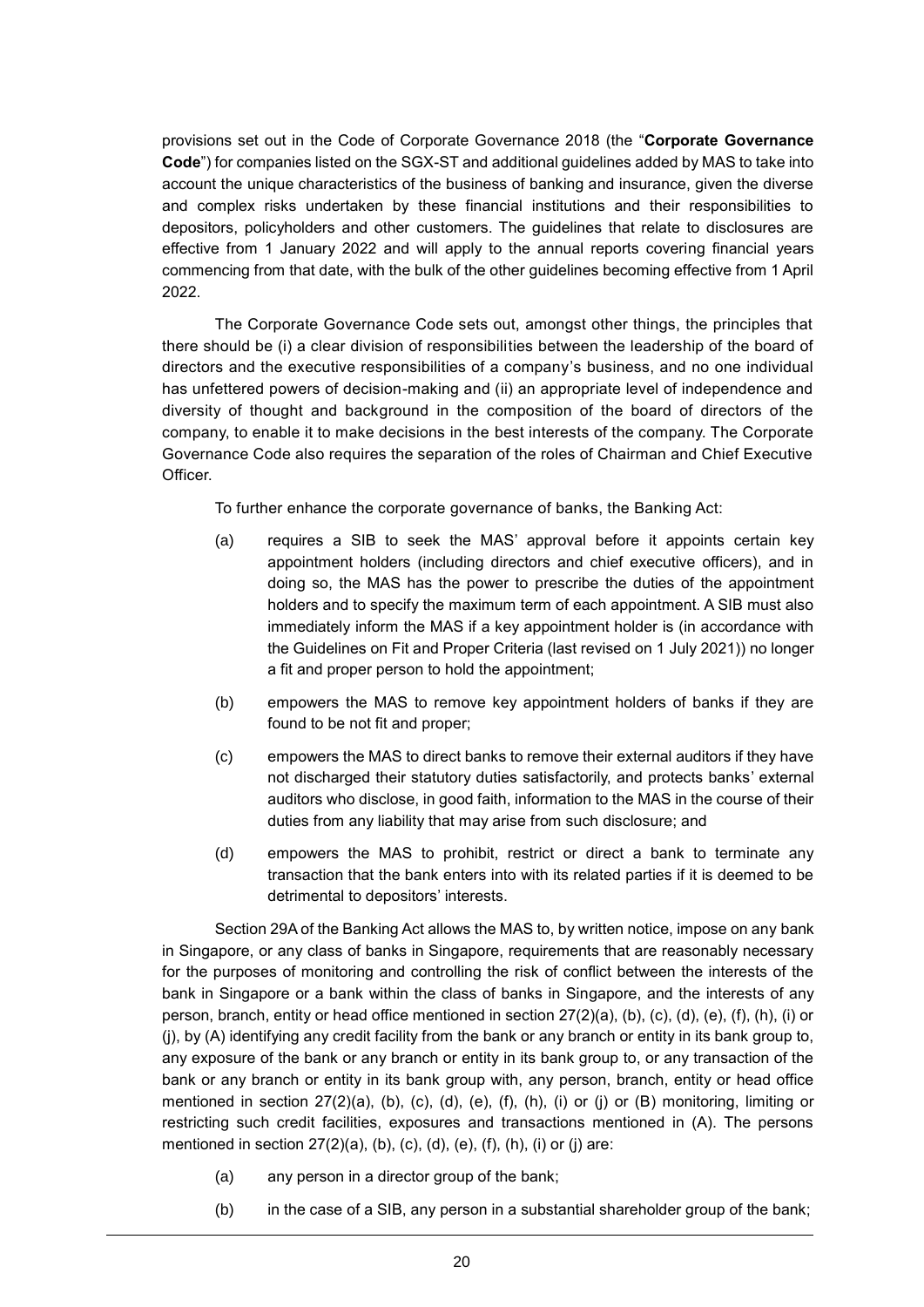provisions set out in the Code of Corporate Governance 2018 (the "**Corporate Governance Code**") for companies listed on the SGX-ST and additional guidelines added by MAS to take into account the unique characteristics of the business of banking and insurance, given the diverse and complex risks undertaken by these financial institutions and their responsibilities to depositors, policyholders and other customers. The guidelines that relate to disclosures are effective from 1 January 2022 and will apply to the annual reports covering financial years commencing from that date, with the bulk of the other guidelines becoming effective from 1 April 2022.

The Corporate Governance Code sets out, amongst other things, the principles that there should be (i) a clear division of responsibilities between the leadership of the board of directors and the executive responsibilities of a company's business, and no one individual has unfettered powers of decision-making and (ii) an appropriate level of independence and diversity of thought and background in the composition of the board of directors of the company, to enable it to make decisions in the best interests of the company. The Corporate Governance Code also requires the separation of the roles of Chairman and Chief Executive Officer.

To further enhance the corporate governance of banks, the Banking Act:

(a) requires a SIB to seek the MAS' approval before it appoints certain key appointment holders (including directors and chief executive officers), and in doing so, the MAS has the power to prescribe the duties of the appointment holders and to specify the maximum term of each appointment. A SIB must also immediately inform the MAS if a key appointment holder is (in accordance with the Guidelines on Fit and Proper Criteria (last revised on 1 July 2021)) no longer a fit and proper person to hold the appointment;

(b) empowers the MAS to remove key appointment holders of banks if they are found to be not fit and proper;

(c) empowers the MAS to direct banks to remove their external auditors if they have not discharged their statutory duties satisfactorily, and protects banks' external auditors who disclose, in good faith, information to the MAS in the course of their duties from any liability that may arise from such disclosure; and

(d) empowers the MAS to prohibit, restrict or direct a bank to terminate any transaction that the bank enters into with its related parties if it is deemed to be detrimental to depositors' interests.

Section 29A of the Banking Act allows the MAS to, by written notice, impose on any bank in Singapore, or any class of banks in Singapore, requirements that are reasonably necessary for the purposes of monitoring and controlling the risk of conflict between the interests of the bank in Singapore or a bank within the class of banks in Singapore, and the interests of any person, branch, entity or head office mentioned in section 27(2)(a), (b), (c), (d), (e), (f), (h), (i) or (j), by (A) identifying any credit facility from the bank or any branch or entity in its bank group to, any exposure of the bank or any branch or entity in its bank group to, or any transaction of the bank or any branch or entity in its bank group with, any person, branch, entity or head office mentioned in section 27(2)(a), (b), (c), (d), (e), (f), (h), (i) or (j) or (B) monitoring, limiting or restricting such credit facilities, exposures and transactions mentioned in (A). The persons mentioned in section 27(2)(a), (b), (c), (d), (e), (f), (h), (i) or (j) are:

(a) any person in a director group of the bank;

(b) in the case of a SIB, any person in a substantial shareholder group of the bank;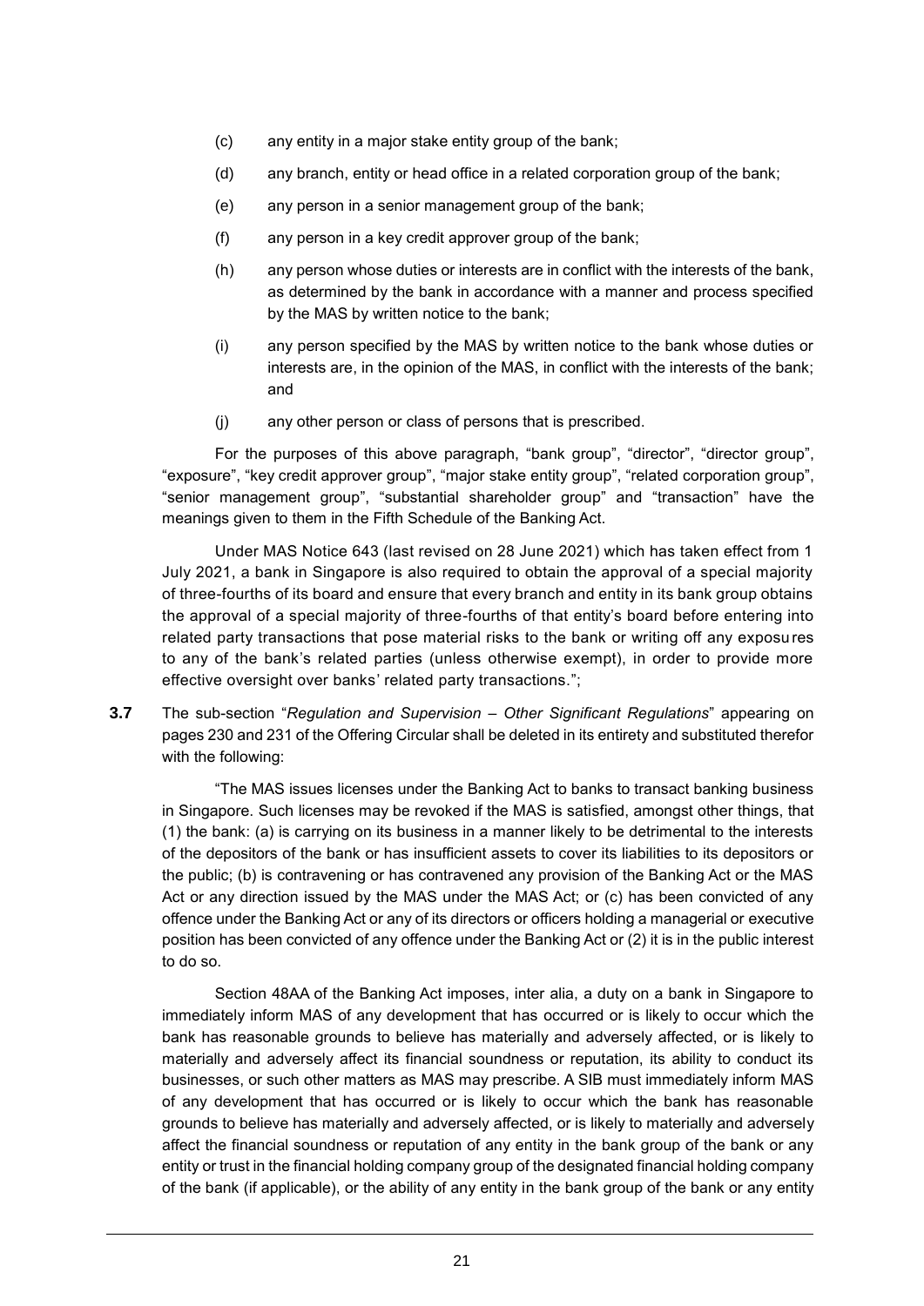(c) any entity in a major stake entity group of the bank;

(d) any branch, entity or head office in a related corporation group of the bank;

(e) any person in a senior management group of the bank;

(f) any person in a key credit approver group of the bank;

(h) any person whose duties or interests are in conflict with the interests of the bank, as determined by the bank in accordance with a manner and process specified by the MAS by written notice to the bank;

(i) any person specified by the MAS by written notice to the bank whose duties or interests are, in the opinion of the MAS, in conflict with the interests of the bank; and

(j) any other person or class of persons that is prescribed.

For the purposes of this above paragraph, "bank group", "director", "director group", "exposure", "key credit approver group", "major stake entity group", "related corporation group", "senior management group", "substantial shareholder group" and "transaction" have the meanings given to them in the Fifth Schedule of the Banking Act.

Under MAS Notice 643 (last revised on 28 June 2021) which has taken effect from 1 July 2021, a bank in Singapore is also required to obtain the approval of a special majority of three-fourths of its board and ensure that every branch and entity in its bank group obtains the approval of a special majority of three-fourths of that entity's board before entering into related party transactions that pose material risks to the bank or writing off any exposures to any of the bank's related parties (unless otherwise exempt), in order to provide more effective oversight over banks' related party transactions.";

**3.7** The sub-section "*Regulation and Supervision – Other Significant Regulations*" appearing on pages 230 and 231 of the Offering Circular shall be deleted in its entirety and substituted therefor with the following:

"The MAS issues licenses under the Banking Act to banks to transact banking business in Singapore. Such licenses may be revoked if the MAS is satisfied, amongst other things, that (1) the bank: (a) is carrying on its business in a manner likely to be detrimental to the interests of the depositors of the bank or has insufficient assets to cover its liabilities to its depositors or the public; (b) is contravening or has contravened any provision of the Banking Act or the MAS Act or any direction issued by the MAS under the MAS Act; or (c) has been convicted of any offence under the Banking Act or any of its directors or officers holding a managerial or executive position has been convicted of any offence under the Banking Act or (2) it is in the public interest to do so.

Section 48AA of the Banking Act imposes, inter alia, a duty on a bank in Singapore to immediately inform MAS of any development that has occurred or is likely to occur which the bank has reasonable grounds to believe has materially and adversely affected, or is likely to materially and adversely affect its financial soundness or reputation, its ability to conduct its businesses, or such other matters as MAS may prescribe. A SIB must immediately inform MAS of any development that has occurred or is likely to occur which the bank has reasonable grounds to believe has materially and adversely affected, or is likely to materially and adversely affect the financial soundness or reputation of any entity in the bank group of the bank or any entity or trust in the financial holding company group of the designated financial holding company of the bank (if applicable), or the ability of any entity in the bank group of the bank or any entity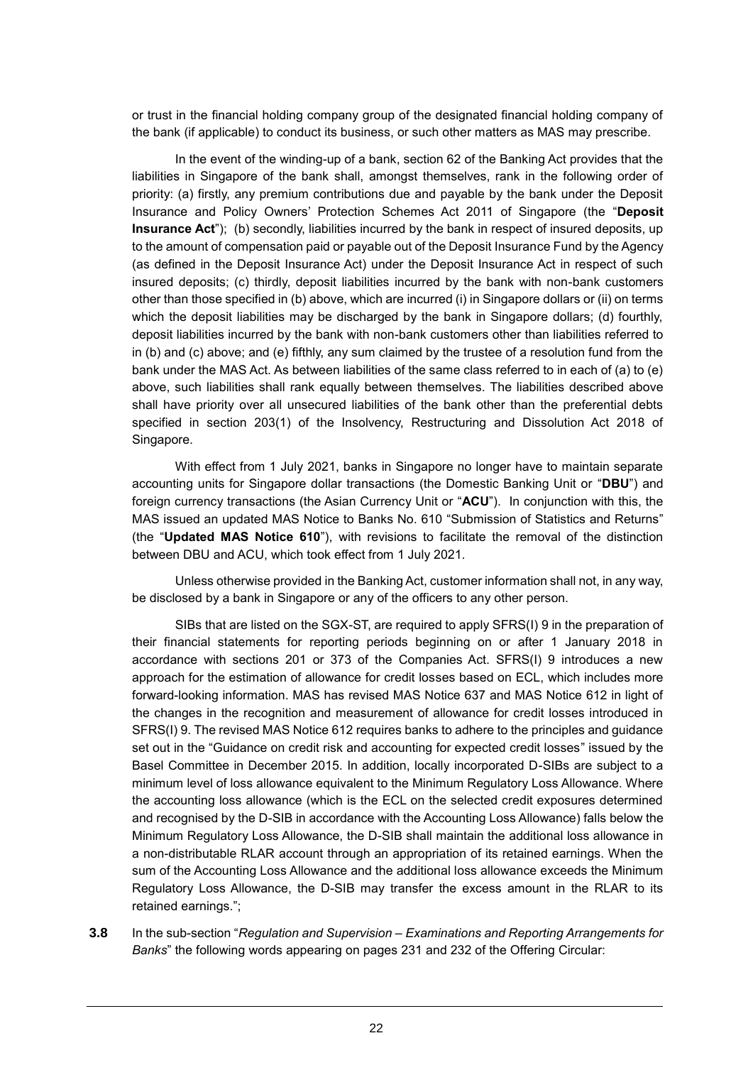or trust in the financial holding company group of the designated financial holding company of the bank (if applicable) to conduct its business, or such other matters as MAS may prescribe.

In the event of the winding-up of a bank, section 62 of the Banking Act provides that the liabilities in Singapore of the bank shall, amongst themselves, rank in the following order of priority: (a) firstly, any premium contributions due and payable by the bank under the Deposit Insurance and Policy Owners' Protection Schemes Act 2011 of Singapore (the "**Deposit Insurance Act**"); (b) secondly, liabilities incurred by the bank in respect of insured deposits, up to the amount of compensation paid or payable out of the Deposit Insurance Fund by the Agency (as defined in the Deposit Insurance Act) under the Deposit Insurance Act in respect of such insured deposits; (c) thirdly, deposit liabilities incurred by the bank with non-bank customers other than those specified in (b) above, which are incurred (i) in Singapore dollars or (ii) on terms which the deposit liabilities may be discharged by the bank in Singapore dollars; (d) fourthly, deposit liabilities incurred by the bank with non-bank customers other than liabilities referred to in (b) and (c) above; and (e) fifthly, any sum claimed by the trustee of a resolution fund from the bank under the MAS Act. As between liabilities of the same class referred to in each of (a) to (e) above, such liabilities shall rank equally between themselves. The liabilities described above shall have priority over all unsecured liabilities of the bank other than the preferential debts specified in section 203(1) of the Insolvency, Restructuring and Dissolution Act 2018 of Singapore.

With effect from 1 July 2021, banks in Singapore no longer have to maintain separate accounting units for Singapore dollar transactions (the Domestic Banking Unit or "**DBU**") and foreign currency transactions (the Asian Currency Unit or "**ACU**"). In conjunction with this, the MAS issued an updated MAS Notice to Banks No. 610 "Submission of Statistics and Returns" (the "**Updated MAS Notice 610**"), with revisions to facilitate the removal of the distinction between DBU and ACU, which took effect from 1 July 2021.

Unless otherwise provided in the Banking Act, customer information shall not, in any way, be disclosed by a bank in Singapore or any of the officers to any other person.

SIBs that are listed on the SGX-ST, are required to apply SFRS(I) 9 in the preparation of their financial statements for reporting periods beginning on or after 1 January 2018 in accordance with sections 201 or 373 of the Companies Act. SFRS(I) 9 introduces a new approach for the estimation of allowance for credit losses based on ECL, which includes more forward-looking information. MAS has revised MAS Notice 637 and MAS Notice 612 in light of the changes in the recognition and measurement of allowance for credit losses introduced in SFRS(I) 9. The revised MAS Notice 612 requires banks to adhere to the principles and guidance set out in the "Guidance on credit risk and accounting for expected credit losses" issued by the Basel Committee in December 2015. In addition, locally incorporated D-SIBs are subject to a minimum level of loss allowance equivalent to the Minimum Regulatory Loss Allowance. Where the accounting loss allowance (which is the ECL on the selected credit exposures determined and recognised by the D-SIB in accordance with the Accounting Loss Allowance) falls below the Minimum Regulatory Loss Allowance, the D-SIB shall maintain the additional loss allowance in a non-distributable RLAR account through an appropriation of its retained earnings. When the sum of the Accounting Loss Allowance and the additional loss allowance exceeds the Minimum Regulatory Loss Allowance, the D-SIB may transfer the excess amount in the RLAR to its retained earnings.";

**3.8** In the sub-section "*Regulation and Supervision – Examinations and Reporting Arrangements for Banks*" the following words appearing on pages 231 and 232 of the Offering Circular: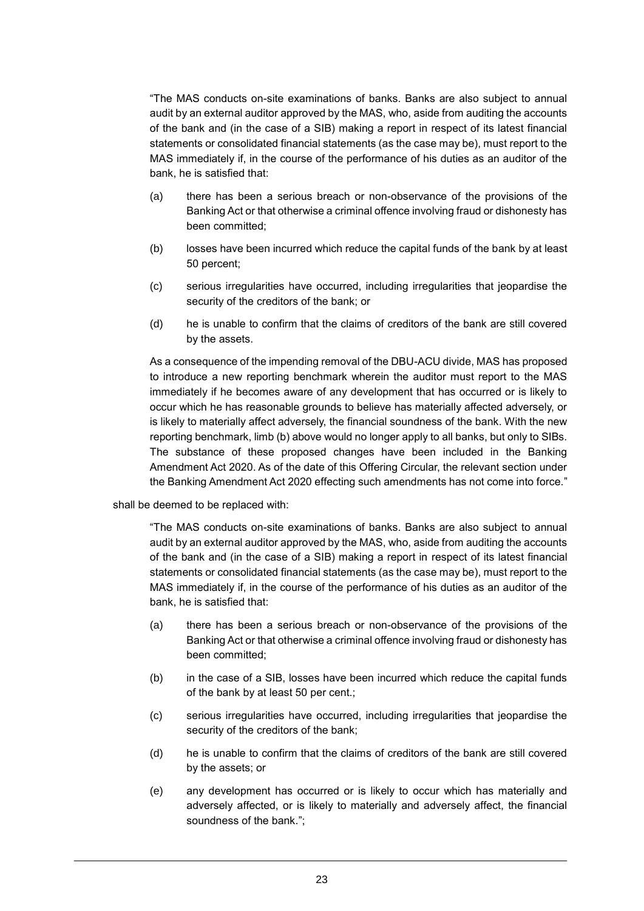"The MAS conducts on-site examinations of banks. Banks are also subject to annual audit by an external auditor approved by the MAS, who, aside from auditing the accounts of the bank and (in the case of a SIB) making a report in respect of its latest financial statements or consolidated financial statements (as the case may be), must report to the MAS immediately if, in the course of the performance of his duties as an auditor of the bank, he is satisfied that:

(a) there has been a serious breach or non-observance of the provisions of the Banking Act or that otherwise a criminal offence involving fraud or dishonesty has been committed;

(b) losses have been incurred which reduce the capital funds of the bank by at least 50 percent;

(c) serious irregularities have occurred, including irregularities that jeopardise the security of the creditors of the bank; or

(d) he is unable to confirm that the claims of creditors of the bank are still covered by the assets.

As a consequence of the impending removal of the DBU-ACU divide, MAS has proposed to introduce a new reporting benchmark wherein the auditor must report to the MAS immediately if he becomes aware of any development that has occurred or is likely to occur which he has reasonable grounds to believe has materially affected adversely, or is likely to materially affect adversely, the financial soundness of the bank. With the new reporting benchmark, limb (b) above would no longer apply to all banks, but only to SIBs. The substance of these proposed changes have been included in the Banking Amendment Act 2020. As of the date of this Offering Circular, the relevant section under the Banking Amendment Act 2020 effecting such amendments has not come into force."

shall be deemed to be replaced with:

"The MAS conducts on-site examinations of banks. Banks are also subject to annual audit by an external auditor approved by the MAS, who, aside from auditing the accounts of the bank and (in the case of a SIB) making a report in respect of its latest financial statements or consolidated financial statements (as the case may be), must report to the MAS immediately if, in the course of the performance of his duties as an auditor of the bank, he is satisfied that:

(a) there has been a serious breach or non-observance of the provisions of the Banking Act or that otherwise a criminal offence involving fraud or dishonesty has been committed;

(b) in the case of a SIB, losses have been incurred which reduce the capital funds of the bank by at least 50 per cent.;

(c) serious irregularities have occurred, including irregularities that jeopardise the security of the creditors of the bank;

(d) he is unable to confirm that the claims of creditors of the bank are still covered by the assets; or

(e) any development has occurred or is likely to occur which has materially and adversely affected, or is likely to materially and adversely affect, the financial soundness of the bank.";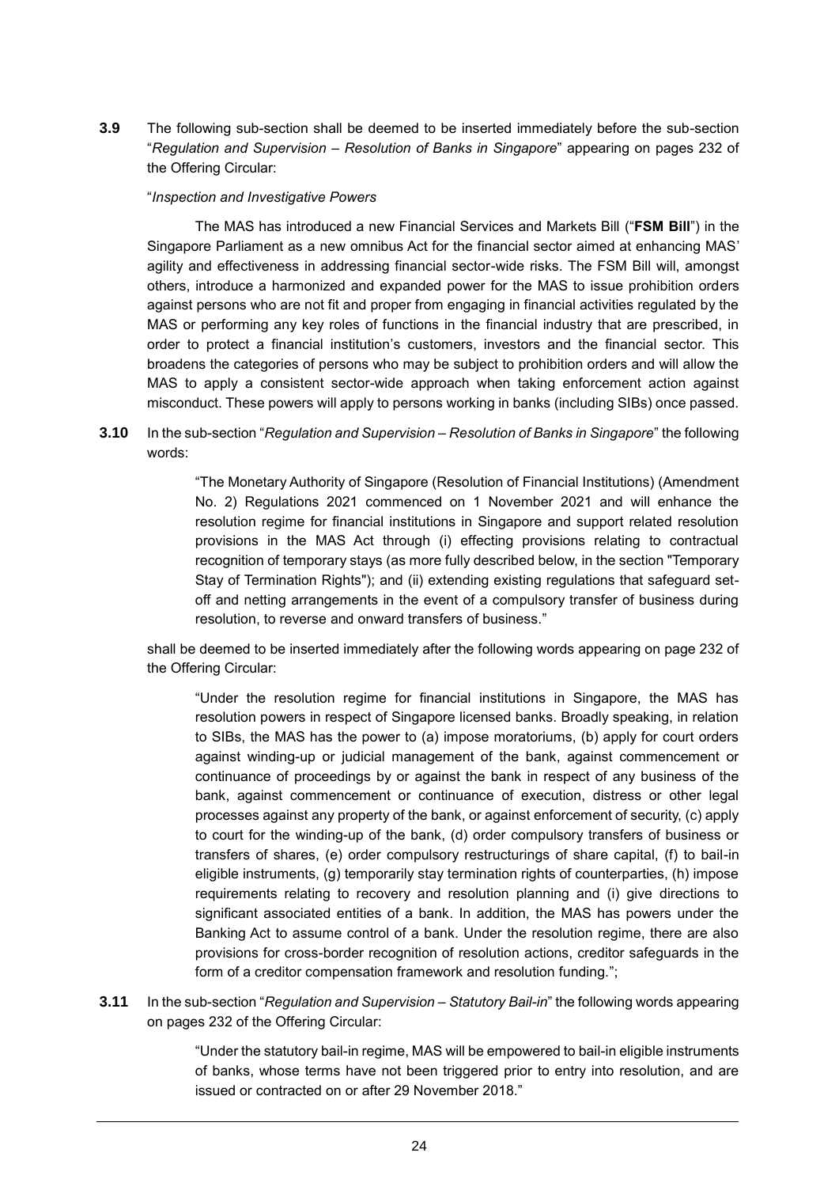**3.9** The following sub-section shall be deemed to be inserted immediately before the sub-section "*Regulation and Supervision – Resolution of Banks in Singapore*" appearing on pages 232 of the Offering Circular:

"*Inspection and Investigative Powers*

The MAS has introduced a new Financial Services and Markets Bill ("**FSM Bill**") in the Singapore Parliament as a new omnibus Act for the financial sector aimed at enhancing MAS' agility and effectiveness in addressing financial sector-wide risks. The FSM Bill will, amongst others, introduce a harmonized and expanded power for the MAS to issue prohibition orders against persons who are not fit and proper from engaging in financial activities regulated by the MAS or performing any key roles of functions in the financial industry that are prescribed, in order to protect a financial institution's customers, investors and the financial sector. This broadens the categories of persons who may be subject to prohibition orders and will allow the MAS to apply a consistent sector-wide approach when taking enforcement action against misconduct. These powers will apply to persons working in banks (including SIBs) once passed.

**3.10** In the sub-section "*Regulation and Supervision – Resolution of Banks in Singapore*" the following words:

> "The Monetary Authority of Singapore (Resolution of Financial Institutions) (Amendment No. 2) Regulations 2021 commenced on 1 November 2021 and will enhance the resolution regime for financial institutions in Singapore and support related resolution provisions in the MAS Act through (i) effecting provisions relating to contractual recognition of temporary stays (as more fully described below, in the section "Temporary Stay of Termination Rights"); and (ii) extending existing regulations that safeguard set-off and netting arrangements in the event of a compulsory transfer of business during resolution, to reverse and onward transfers of business."

shall be deemed to be inserted immediately after the following words appearing on page 232 of the Offering Circular:

> "Under the resolution regime for financial institutions in Singapore, the MAS has resolution powers in respect of Singapore licensed banks. Broadly speaking, in relation to SIBs, the MAS has the power to (a) impose moratoriums, (b) apply for court orders against winding-up or judicial management of the bank, against commencement or continuance of proceedings by or against the bank in respect of any business of the bank, against commencement or continuance of execution, distress or other legal processes against any property of the bank, or against enforcement of security, (c) apply to court for the winding-up of the bank, (d) order compulsory transfers of business or transfers of shares, (e) order compulsory restructurings of share capital, (f) to bail-in eligible instruments, (g) temporarily stay termination rights of counterparties, (h) impose requirements relating to recovery and resolution planning and (i) give directions to significant associated entities of a bank. In addition, the MAS has powers under the Banking Act to assume control of a bank. Under the resolution regime, there are also provisions for cross-border recognition of resolution actions, creditor safeguards in the form of a creditor compensation framework and resolution funding.";

**3.11** In the sub-section "*Regulation and Supervision – Statutory Bail-in*" the following words appearing on pages 232 of the Offering Circular:

> "Under the statutory bail-in regime, MAS will be empowered to bail-in eligible instruments of banks, whose terms have not been triggered prior to entry into resolution, and are issued or contracted on or after 29 November 2018."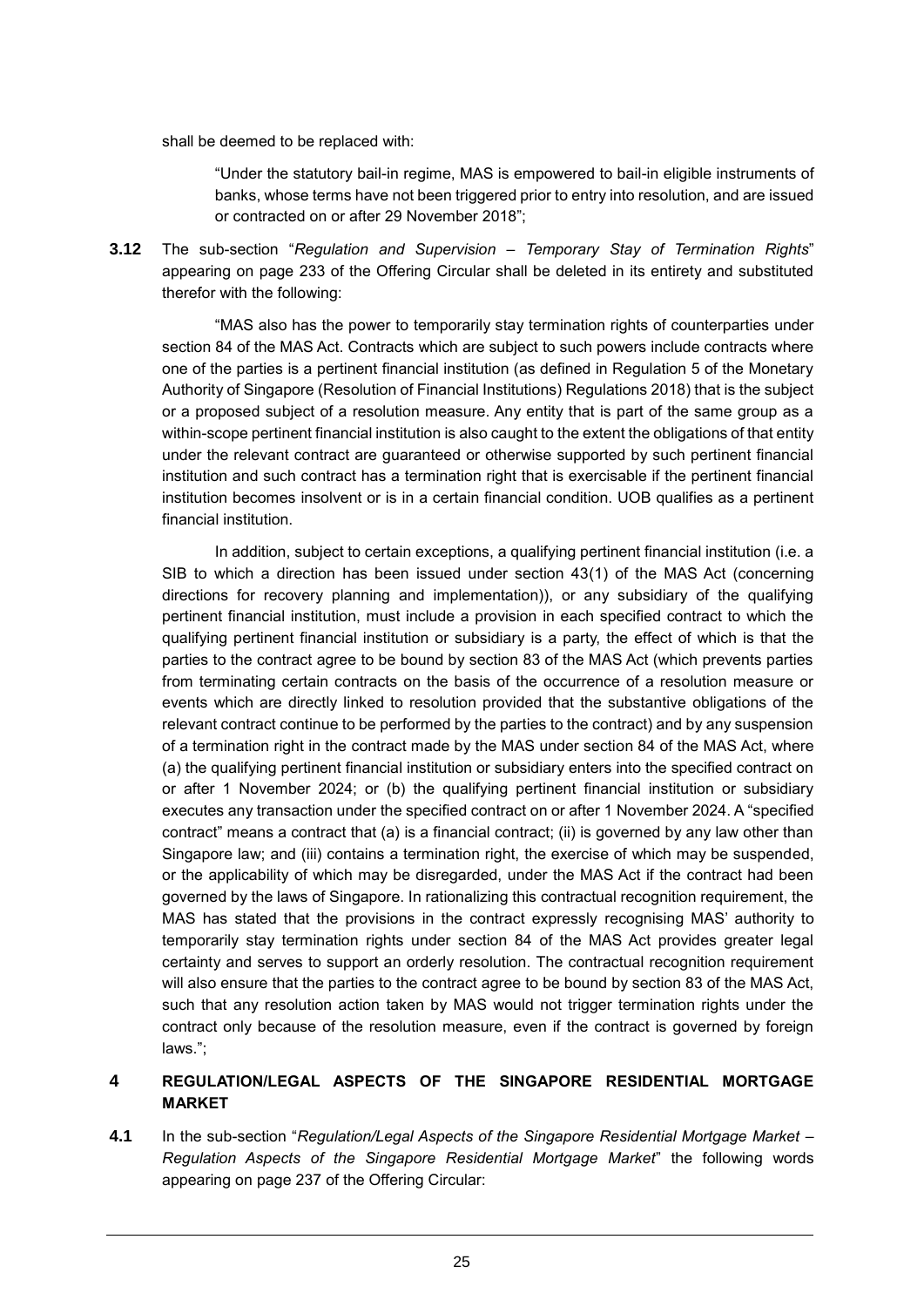shall be deemed to be replaced with:

> "Under the statutory bail-in regime, MAS is empowered to bail-in eligible instruments of banks, whose terms have not been triggered prior to entry into resolution, and are issued or contracted on or after 29 November 2018";

**3.12** The sub-section "*Regulation and Supervision – Temporary Stay of Termination Rights*" appearing on page 233 of the Offering Circular shall be deleted in its entirety and substituted therefor with the following:

> "MAS also has the power to temporarily stay termination rights of counterparties under section 84 of the MAS Act. Contracts which are subject to such powers include contracts where one of the parties is a pertinent financial institution (as defined in Regulation 5 of the Monetary Authority of Singapore (Resolution of Financial Institutions) Regulations 2018) that is the subject or a proposed subject of a resolution measure. Any entity that is part of the same group as a within-scope pertinent financial institution is also caught to the extent the obligations of that entity under the relevant contract are guaranteed or otherwise supported by such pertinent financial institution and such contract has a termination right that is exercisable if the pertinent financial institution becomes insolvent or is in a certain financial condition. UOB qualifies as a pertinent financial institution.
>
> In addition, subject to certain exceptions, a qualifying pertinent financial institution (i.e. a SIB to which a direction has been issued under section 43(1) of the MAS Act (concerning directions for recovery planning and implementation)), or any subsidiary of the qualifying pertinent financial institution, must include a provision in each specified contract to which the qualifying pertinent financial institution or subsidiary is a party, the effect of which is that the parties to the contract agree to be bound by section 83 of the MAS Act (which prevents parties from terminating certain contracts on the basis of the occurrence of a resolution measure or events which are directly linked to resolution provided that the substantive obligations of the relevant contract continue to be performed by the parties to the contract) and by any suspension of a termination right in the contract made by the MAS under section 84 of the MAS Act, where (a) the qualifying pertinent financial institution or subsidiary enters into the specified contract on or after 1 November 2024; or (b) the qualifying pertinent financial institution or subsidiary executes any transaction under the specified contract on or after 1 November 2024. A "specified contract" means a contract that (a) is a financial contract; (ii) is governed by any law other than Singapore law; and (iii) contains a termination right, the exercise of which may be suspended, or the applicability of which may be disregarded, under the MAS Act if the contract had been governed by the laws of Singapore. In rationalizing this contractual recognition requirement, the MAS has stated that the provisions in the contract expressly recognising MAS' authority to temporarily stay termination rights under section 84 of the MAS Act provides greater legal certainty and serves to support an orderly resolution. The contractual recognition requirement will also ensure that the parties to the contract agree to be bound by section 83 of the MAS Act, such that any resolution action taken by MAS would not trigger termination rights under the contract only because of the resolution measure, even if the contract is governed by foreign laws.";

## 4 REGULATION/LEGAL ASPECTS OF THE SINGAPORE RESIDENTIAL MORTGAGE MARKET

**4.1** In the sub-section "*Regulation/Legal Aspects of the Singapore Residential Mortgage Market – Regulation Aspects of the Singapore Residential Mortgage Market*" the following words appearing on page 237 of the Offering Circular: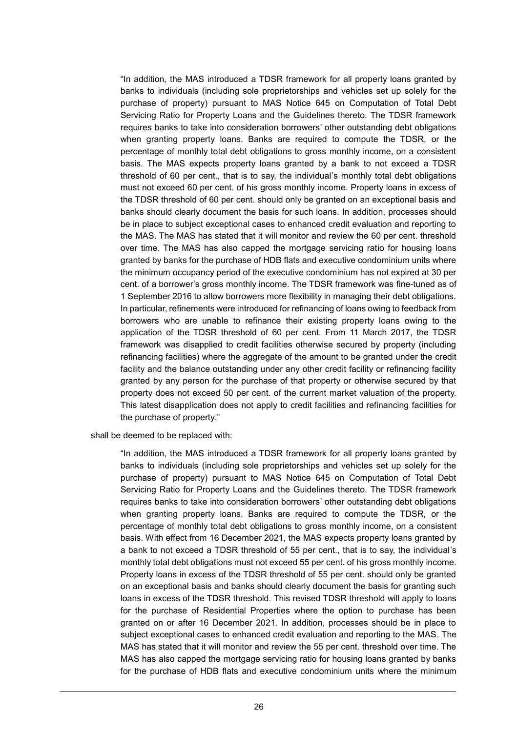> "In addition, the MAS introduced a TDSR framework for all property loans granted by banks to individuals (including sole proprietorships and vehicles set up solely for the purchase of property) pursuant to MAS Notice 645 on Computation of Total Debt Servicing Ratio for Property Loans and the Guidelines thereto. The TDSR framework requires banks to take into consideration borrowers' other outstanding debt obligations when granting property loans. Banks are required to compute the TDSR, or the percentage of monthly total debt obligations to gross monthly income, on a consistent basis. The MAS expects property loans granted by a bank to not exceed a TDSR threshold of 60 per cent., that is to say, the individual's monthly total debt obligations must not exceed 60 per cent. of his gross monthly income. Property loans in excess of the TDSR threshold of 60 per cent. should only be granted on an exceptional basis and banks should clearly document the basis for such loans. In addition, processes should be in place to subject exceptional cases to enhanced credit evaluation and reporting to the MAS. The MAS has stated that it will monitor and review the 60 per cent. threshold over time. The MAS has also capped the mortgage servicing ratio for housing loans granted by banks for the purchase of HDB flats and executive condominium units where the minimum occupancy period of the executive condominium has not expired at 30 per cent. of a borrower's gross monthly income. The TDSR framework was fine-tuned as of 1 September 2016 to allow borrowers more flexibility in managing their debt obligations. In particular, refinements were introduced for refinancing of loans owing to feedback from borrowers who are unable to refinance their existing property loans owing to the application of the TDSR threshold of 60 per cent. From 11 March 2017, the TDSR framework was disapplied to credit facilities otherwise secured by property (including refinancing facilities) where the aggregate of the amount to be granted under the credit facility and the balance outstanding under any other credit facility or refinancing facility granted by any person for the purchase of that property or otherwise secured by that property does not exceed 50 per cent. of the current market valuation of the property. This latest disapplication does not apply to credit facilities and refinancing facilities for the purchase of property."

shall be deemed to be replaced with:

> "In addition, the MAS introduced a TDSR framework for all property loans granted by banks to individuals (including sole proprietorships and vehicles set up solely for the purchase of property) pursuant to MAS Notice 645 on Computation of Total Debt Servicing Ratio for Property Loans and the Guidelines thereto. The TDSR framework requires banks to take into consideration borrowers' other outstanding debt obligations when granting property loans. Banks are required to compute the TDSR, or the percentage of monthly total debt obligations to gross monthly income, on a consistent basis. With effect from 16 December 2021, the MAS expects property loans granted by a bank to not exceed a TDSR threshold of 55 per cent., that is to say, the individual's monthly total debt obligations must not exceed 55 per cent. of his gross monthly income. Property loans in excess of the TDSR threshold of 55 per cent. should only be granted on an exceptional basis and banks should clearly document the basis for granting such loans in excess of the TDSR threshold. This revised TDSR threshold will apply to loans for the purchase of Residential Properties where the option to purchase has been granted on or after 16 December 2021. In addition, processes should be in place to subject exceptional cases to enhanced credit evaluation and reporting to the MAS. The MAS has stated that it will monitor and review the 55 per cent. threshold over time. The MAS has also capped the mortgage servicing ratio for housing loans granted by banks for the purchase of HDB flats and executive condominium units where the minimum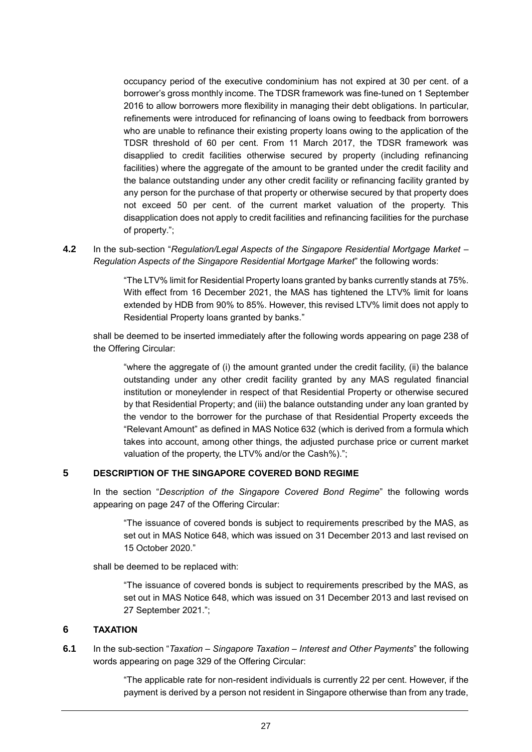occupancy period of the executive condominium has not expired at 30 per cent. of a borrower's gross monthly income. The TDSR framework was fine-tuned on 1 September 2016 to allow borrowers more flexibility in managing their debt obligations. In particular, refinements were introduced for refinancing of loans owing to feedback from borrowers who are unable to refinance their existing property loans owing to the application of the TDSR threshold of 60 per cent. From 11 March 2017, the TDSR framework was disapplied to credit facilities otherwise secured by property (including refinancing facilities) where the aggregate of the amount to be granted under the credit facility and the balance outstanding under any other credit facility or refinancing facility granted by any person for the purchase of that property or otherwise secured by that property does not exceed 50 per cent. of the current market valuation of the property. This disapplication does not apply to credit facilities and refinancing facilities for the purchase of property.";

**4.2** In the sub-section "*Regulation/Legal Aspects of the Singapore Residential Mortgage Market – Regulation Aspects of the Singapore Residential Mortgage Market*" the following words:

> "The LTV% limit for Residential Property loans granted by banks currently stands at 75%. With effect from 16 December 2021, the MAS has tightened the LTV% limit for loans extended by HDB from 90% to 85%. However, this revised LTV% limit does not apply to Residential Property loans granted by banks."

shall be deemed to be inserted immediately after the following words appearing on page 238 of the Offering Circular:

> "where the aggregate of (i) the amount granted under the credit facility, (ii) the balance outstanding under any other credit facility granted by any MAS regulated financial institution or moneylender in respect of that Residential Property or otherwise secured by that Residential Property; and (iii) the balance outstanding under any loan granted by the vendor to the borrower for the purchase of that Residential Property exceeds the "Relevant Amount" as defined in MAS Notice 632 (which is derived from a formula which takes into account, among other things, the adjusted purchase price or current market valuation of the property, the LTV% and/or the Cash%).";

## 5 DESCRIPTION OF THE SINGAPORE COVERED BOND REGIME

In the section "*Description of the Singapore Covered Bond Regime*" the following words appearing on page 247 of the Offering Circular:

> "The issuance of covered bonds is subject to requirements prescribed by the MAS, as set out in MAS Notice 648, which was issued on 31 December 2013 and last revised on 15 October 2020."

shall be deemed to be replaced with:

> "The issuance of covered bonds is subject to requirements prescribed by the MAS, as set out in MAS Notice 648, which was issued on 31 December 2013 and last revised on 27 September 2021.";

## 6 TAXATION

**6.1** In the sub-section "*Taxation – Singapore Taxation – Interest and Other Payments*" the following words appearing on page 329 of the Offering Circular:

> "The applicable rate for non-resident individuals is currently 22 per cent. However, if the payment is derived by a person not resident in Singapore otherwise than from any trade,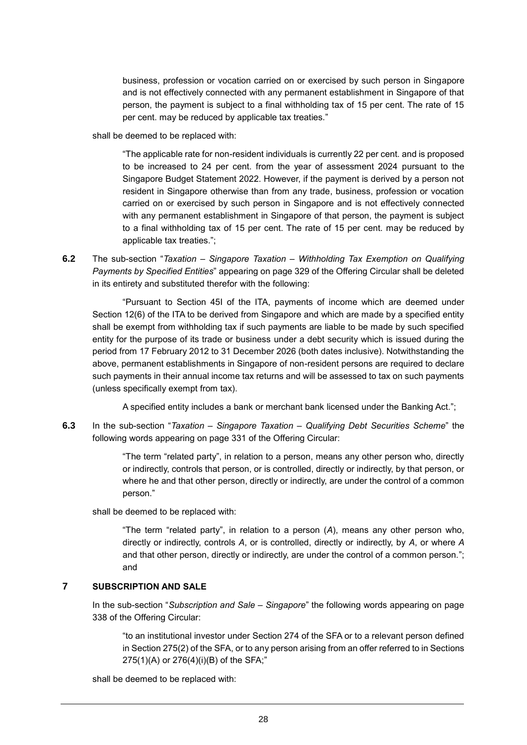business, profession or vocation carried on or exercised by such person in Singapore and is not effectively connected with any permanent establishment in Singapore of that person, the payment is subject to a final withholding tax of 15 per cent. The rate of 15 per cent. may be reduced by applicable tax treaties."

shall be deemed to be replaced with:

> "The applicable rate for non-resident individuals is currently 22 per cent. and is proposed to be increased to 24 per cent. from the year of assessment 2024 pursuant to the Singapore Budget Statement 2022. However, if the payment is derived by a person not resident in Singapore otherwise than from any trade, business, profession or vocation carried on or exercised by such person in Singapore and is not effectively connected with any permanent establishment in Singapore of that person, the payment is subject to a final withholding tax of 15 per cent. The rate of 15 per cent. may be reduced by applicable tax treaties.";

**6.2** The sub-section "*Taxation – Singapore Taxation – Withholding Tax Exemption on Qualifying Payments by Specified Entities*" appearing on page 329 of the Offering Circular shall be deleted in its entirety and substituted therefor with the following:

> "Pursuant to Section 45I of the ITA, payments of income which are deemed under Section 12(6) of the ITA to be derived from Singapore and which are made by a specified entity shall be exempt from withholding tax if such payments are liable to be made by such specified entity for the purpose of its trade or business under a debt security which is issued during the period from 17 February 2012 to 31 December 2026 (both dates inclusive). Notwithstanding the above, permanent establishments in Singapore of non-resident persons are required to declare such payments in their annual income tax returns and will be assessed to tax on such payments (unless specifically exempt from tax).
>
> A specified entity includes a bank or merchant bank licensed under the Banking Act.";

**6.3** In the sub-section "*Taxation – Singapore Taxation – Qualifying Debt Securities Scheme*" the following words appearing on page 331 of the Offering Circular:

> "The term "related party", in relation to a person, means any other person who, directly or indirectly, controls that person, or is controlled, directly or indirectly, by that person, or where he and that other person, directly or indirectly, are under the control of a common person."

shall be deemed to be replaced with:

> "The term "related party", in relation to a person (*A*), means any other person who, directly or indirectly, controls *A*, or is controlled, directly or indirectly, by *A*, or where *A* and that other person, directly or indirectly, are under the control of a common person."; and

## 7 SUBSCRIPTION AND SALE

In the sub-section "*Subscription and Sale – Singapore*" the following words appearing on page 338 of the Offering Circular:

> "to an institutional investor under Section 274 of the SFA or to a relevant person defined in Section 275(2) of the SFA, or to any person arising from an offer referred to in Sections 275(1)(A) or 276(4)(i)(B) of the SFA;"

shall be deemed to be replaced with: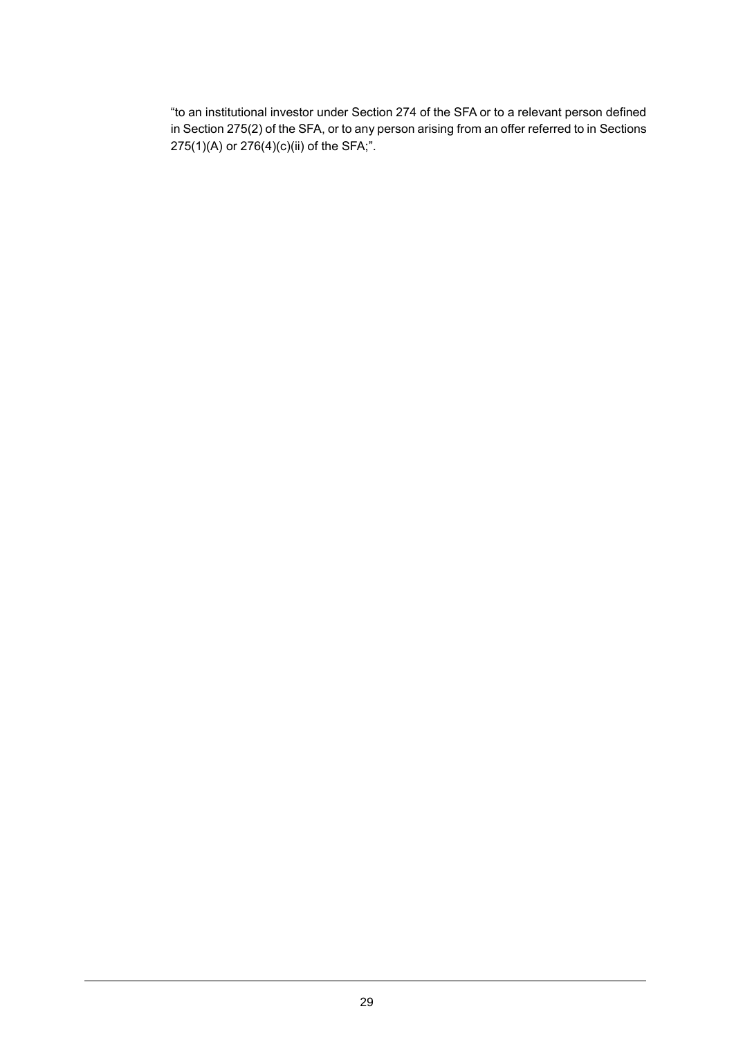"to an institutional investor under Section 274 of the SFA or to a relevant person defined in Section 275(2) of the SFA, or to any person arising from an offer referred to in Sections 275(1)(A) or 276(4)(c)(ii) of the SFA;".